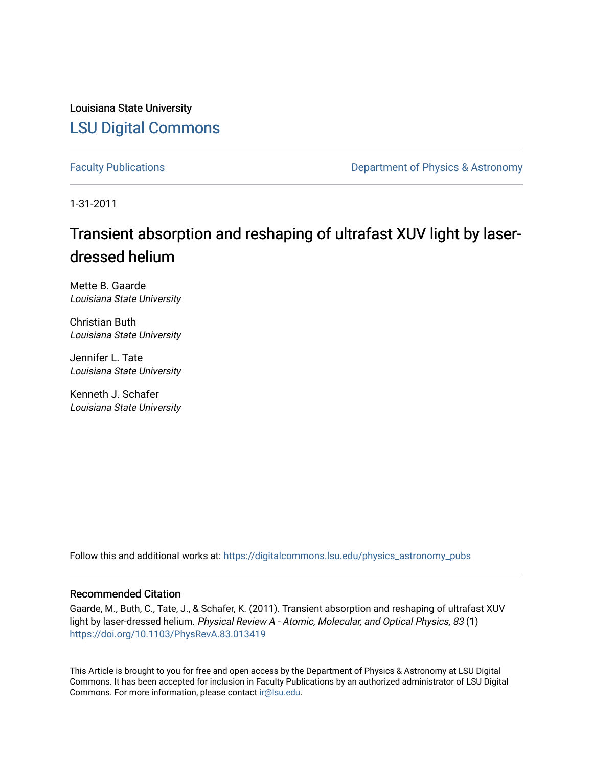Louisiana State University

# LSU Digital Commons

Faculty Publications | Department of Physics & Astronomy

1-31-2011

# Transient absorption and reshaping of ultrafast XUV light by laser-dressed helium

Mette B. Gaarde
*Louisiana State University*

Christian Buth
*Louisiana State University*

Jennifer L. Tate
*Louisiana State University*

Kenneth J. Schafer
*Louisiana State University*

Follow this and additional works at: https://digitalcommons.lsu.edu/physics_astronomy_pubs

## Recommended Citation

Gaarde, M., Buth, C., Tate, J., & Schafer, K. (2011). Transient absorption and reshaping of ultrafast XUV light by laser-dressed helium. *Physical Review A - Atomic, Molecular, and Optical Physics, 83* (1) https://doi.org/10.1103/PhysRevA.83.013419

This Article is brought to you for free and open access by the Department of Physics & Astronomy at LSU Digital Commons. It has been accepted for inclusion in Faculty Publications by an authorized administrator of LSU Digital Commons. For more information, please contact ir@lsu.edu.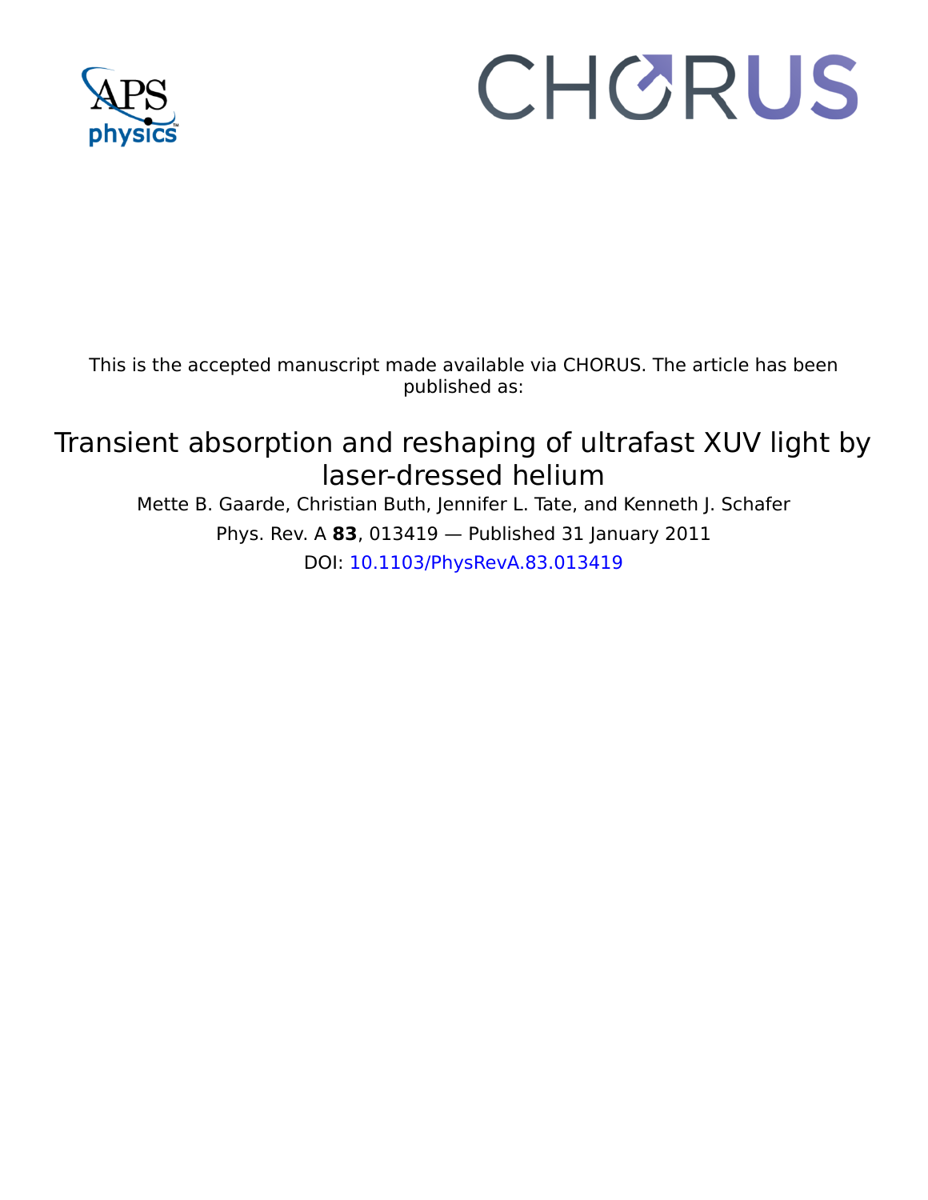This is the accepted manuscript made available via CHORUS. The article has been published as:

# Transient absorption and reshaping of ultrafast XUV light by laser-dressed helium

Mette B. Gaarde, Christian Buth, Jennifer L. Tate, and Kenneth J. Schafer

Phys. Rev. A **83**, 013419 — Published 31 January 2011

DOI: 10.1103/PhysRevA.83.013419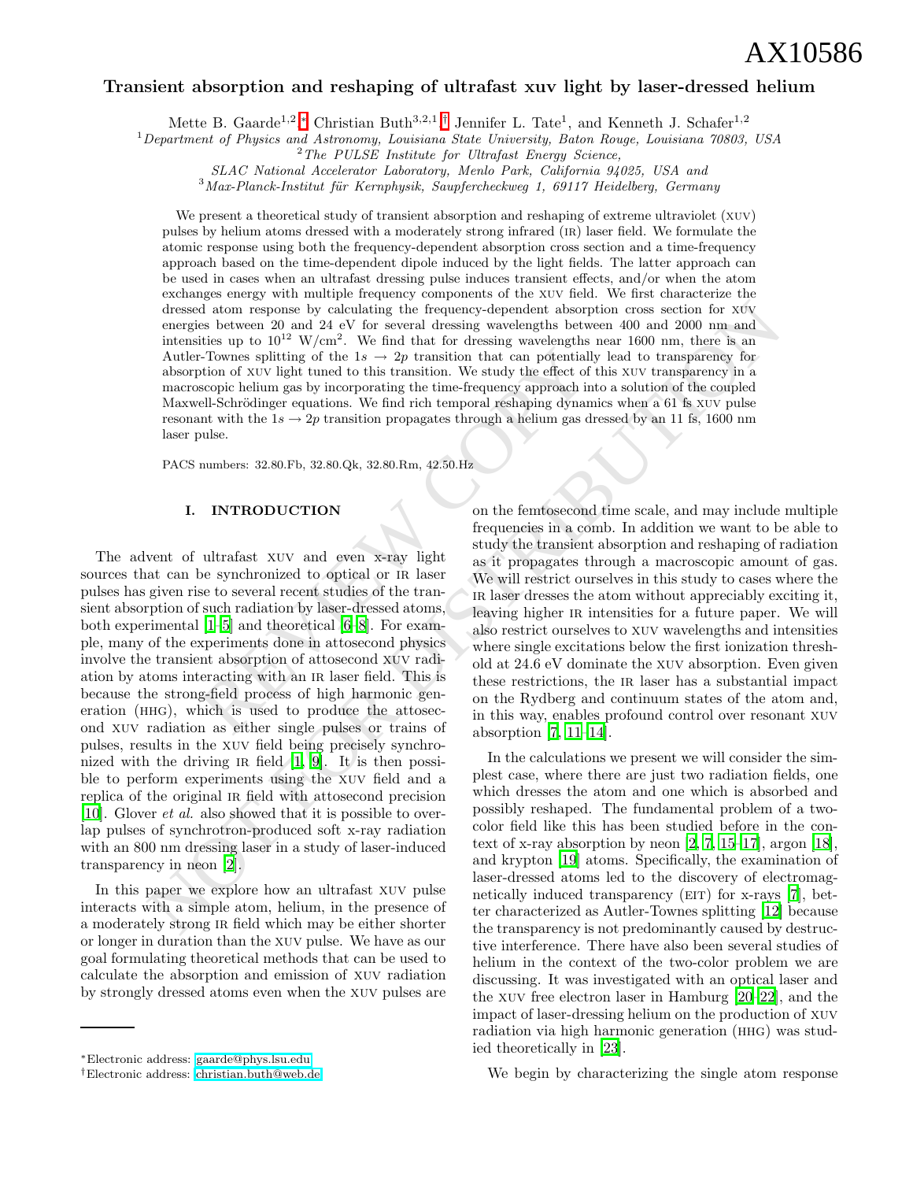# Transient absorption and reshaping of ultrafast xuv light by laser-dressed helium

Mette B. Gaarde[1,2,*] Christian Buth[3,2,1,†] Jennifer L. Tate[1], and Kenneth J. Schafer[1,2]

[1]Department of Physics and Astronomy, Louisiana State University, Baton Rouge, Louisiana 70803, USA
[2]The PULSE Institute for Ultrafast Energy Science, SLAC National Accelerator Laboratory, Menlo Park, California 94025, USA and
[3]Max-Planck-Institut für Kernphysik, Saupfercheckweg 1, 69117 Heidelberg, Germany

We present a theoretical study of transient absorption and reshaping of extreme ultraviolet (XUV) pulses by helium atoms dressed with a moderately strong infrared (IR) laser field. We formulate the atomic response using both the frequency-dependent absorption cross section and a time-frequency approach based on the time-dependent dipole induced by the light fields. The latter approach can be used in cases when an ultrafast dressing pulse induces transient effects, and/or when the atom exchanges energy with multiple frequency components of the XUV field. We first characterize the dressed atom response by calculating the frequency-dependent absorption cross section for XUV energies between 20 and 24 eV for several dressing wavelengths between 400 and 2000 nm and intensities up to $10^{12}$ W/cm$^2$. We find that for dressing wavelengths near 1600 nm, there is an Autler-Townes splitting of the $1s \rightarrow 2p$ transition that can potentially lead to transparency for absorption of XUV light tuned to this transition. We study the effect of this XUV transparency in a macroscopic helium gas by incorporating the time-frequency approach into a solution of the coupled Maxwell-Schrödinger equations. We find rich temporal reshaping dynamics when a 61 fs XUV pulse resonant with the $1s \rightarrow 2p$ transition propagates through a helium gas dressed by an 11 fs, 1600 nm laser pulse.

PACS numbers: 32.80.Fb, 32.80.Qk, 32.80.Rm, 42.50.Hz

## I. INTRODUCTION

The advent of ultrafast XUV and even x-ray light sources that can be synchronized to optical or IR laser pulses has given rise to several recent studies of the transient absorption of such radiation by laser-dressed atoms, both experimental [1–5] and theoretical [6–8]. For example, many of the experiments done in attosecond physics involve the transient absorption of attosecond XUV radiation by atoms interacting with an IR laser field. This is because the strong-field process of high harmonic generation (HHG), which is used to produce the attosecond XUV radiation as either single pulses or trains of pulses, results in the XUV field being precisely synchronized with the driving IR field [1, 9]. It is then possible to perform experiments using the XUV field and a replica of the original IR field with attosecond precision [10]. Glover *et al.* also showed that it is possible to overlap pulses of synchrotron-produced soft x-ray radiation with an 800 nm dressing laser in a study of laser-induced transparency in neon [2].

In this paper we explore how an ultrafast XUV pulse interacts with a simple atom, helium, in the presence of a moderately strong IR field which may be either shorter or longer in duration than the XUV pulse. We have as our goal formulating theoretical methods that can be used to calculate the absorption and emission of XUV radiation by strongly dressed atoms even when the XUV pulses are on the femtosecond time scale, and may include multiple frequencies in a comb. In addition we want to be able to study the transient absorption and reshaping of radiation as it propagates through a macroscopic amount of gas. We will restrict ourselves in this study to cases where the IR laser dresses the atom without appreciably exciting it, leaving higher IR intensities for a future paper. We will also restrict ourselves to XUV wavelengths and intensities where single excitations below the first ionization threshold at 24.6 eV dominate the XUV absorption. Even given these restrictions, the IR laser has a substantial impact on the Rydberg and continuum states of the atom and, in this way, enables profound control over resonant XUV absorption [7, 11–14].

In the calculations we present we will consider the simplest case, where there are just two radiation fields, one which dresses the atom and one which is absorbed and possibly reshaped. The fundamental problem of a two-color field like this has been studied before in the context of x-ray absorption by neon [2, 7, 15–17], argon [18], and krypton [19] atoms. Specifically, the examination of laser-dressed atoms led to the discovery of electromagnetically induced transparency (EIT) for x-rays [7], better characterized as Autler-Townes splitting [12] because the transparency is not predominantly caused by destructive interference. There have also been several studies of helium in the context of the two-color problem we are discussing. It was investigated with an optical laser and the XUV free electron laser in Hamburg [20–22], and the impact of laser-dressing helium on the production of XUV radiation via high harmonic generation (HHG) was studied theoretically in [23].

We begin by characterizing the single atom response

*Electronic address: gaarde@phys.lsu.edu
†Electronic address: christian.buth@web.de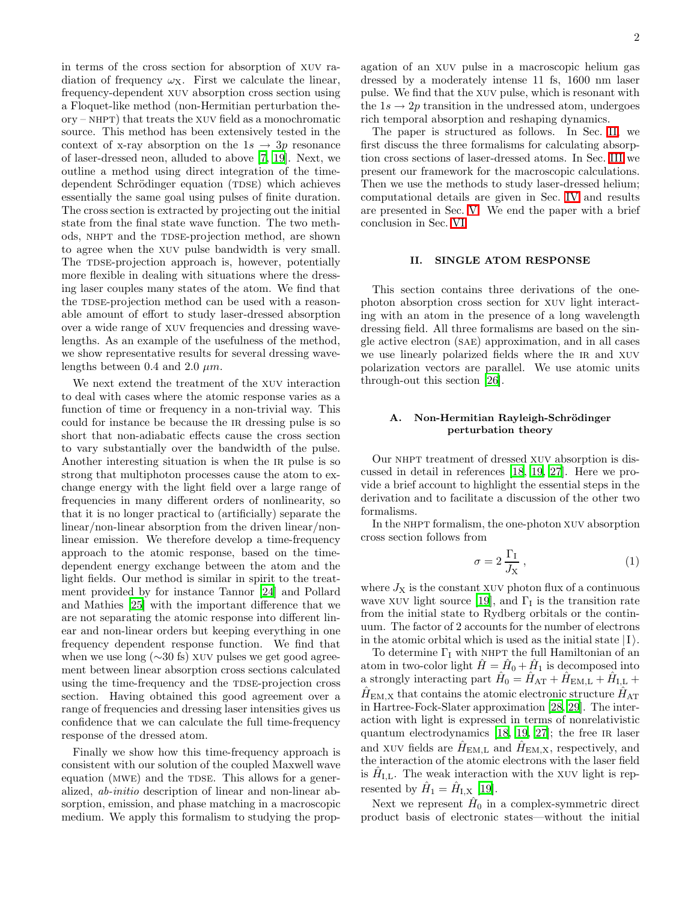in terms of the cross section for absorption of XUV radiation of frequency $\omega_X$. First we calculate the linear, frequency-dependent XUV absorption cross section using a Floquet-like method (non-Hermitian perturbation theory – NHPT) that treats the XUV field as a monochromatic source. This method has been extensively tested in the context of x-ray absorption on the $1s \rightarrow 3p$ resonance of laser-dressed neon, alluded to above [7, 19]. Next, we outline a method using direct integration of the time-dependent Schrödinger equation (TDSE) which achieves essentially the same goal using pulses of finite duration. The cross section is extracted by projecting out the initial state from the final state wave function. The two methods, NHPT and the TDSE-projection method, are shown to agree when the XUV pulse bandwidth is very small. The TDSE-projection approach is, however, potentially more flexible in dealing with situations where the dressing laser couples many states of the atom. We find that the TDSE-projection method can be used with a reasonable amount of effort to study laser-dressed absorption over a wide range of XUV frequencies and dressing wavelengths. As an example of the usefulness of the method, we show representative results for several dressing wavelengths between 0.4 and 2.0 $\mu m$.

We next extend the treatment of the XUV interaction to deal with cases where the atomic response varies as a function of time or frequency in a non-trivial way. This could for instance be because the IR dressing pulse is so short that non-adiabatic effects cause the cross section to vary substantially over the bandwidth of the pulse. Another interesting situation is when the IR pulse is so strong that multiphoton processes cause the atom to exchange energy with the light field over a large range of frequencies in many different orders of nonlinearity, so that it is no longer practical to (artificially) separate the linear/non-linear absorption from the driven linear/non-linear emission. We therefore develop a time-frequency approach to the atomic response, based on the time-dependent energy exchange between the atom and the light fields. Our method is similar in spirit to the treatment provided by for instance Tannor [24] and Pollard and Mathies [25] with the important difference that we are not separating the atomic response into different linear and non-linear orders but keeping everything in one frequency dependent response function. We find that when we use long (∼30 fs) XUV pulses we get good agreement between linear absorption cross sections calculated using the time-frequency and the TDSE-projection cross section. Having obtained this good agreement over a range of frequencies and dressing laser intensities gives us confidence that we can calculate the full time-frequency response of the dressed atom.

Finally we show how this time-frequency approach is consistent with our solution of the coupled Maxwell wave equation (MWE) and the TDSE. This allows for a generalized, *ab-initio* description of linear and non-linear absorption, emission, and phase matching in a macroscopic medium. We apply this formalism to studying the propagation of an XUV pulse in a macroscopic helium gas dressed by a moderately intense 11 fs, 1600 nm laser pulse. We find that the XUV pulse, which is resonant with the $1s \rightarrow 2p$ transition in the undressed atom, undergoes rich temporal absorption and reshaping dynamics.

The paper is structured as follows. In Sec. II, we first discuss the three formalisms for calculating absorption cross sections of laser-dressed atoms. In Sec. III we present our framework for the macroscopic calculations. Then we use the methods to study laser-dressed helium; computational details are given in Sec. IV and results are presented in Sec. V. We end the paper with a brief conclusion in Sec. VI.

## II. SINGLE ATOM RESPONSE

This section contains three derivations of the one-photon absorption cross section for XUV light interacting with an atom in the presence of a long wavelength dressing field. All three formalisms are based on the single active electron (SAE) approximation, and in all cases we use linearly polarized fields where the IR and XUV polarization vectors are parallel. We use atomic units through-out this section [26].

### A. Non-Hermitian Rayleigh-Schrödinger perturbation theory

Our NHPT treatment of dressed XUV absorption is discussed in detail in references [18, 19, 27]. Here we provide a brief account to highlight the essential steps in the derivation and to facilitate a discussion of the other two formalisms.

In the NHPT formalism, the one-photon XUV absorption cross section follows from

$$\sigma = 2\,\frac{\Gamma_\mathrm{I}}{J_\mathrm{X}}\,, \tag{1}$$

where $J_\mathrm{X}$ is the constant XUV photon flux of a continuous wave XUV light source [19], and $\Gamma_\mathrm{I}$ is the transition rate from the initial state to Rydberg orbitals or the continuum. The factor of 2 accounts for the number of electrons in the atomic orbital which is used as the initial state $|\mathrm{I}\rangle$.

To determine $\Gamma_\mathrm{I}$ with NHPT the full Hamiltonian of an atom in two-color light $\hat{H} = \hat{H}_0 + \hat{H}_1$ is decomposed into a strongly interacting part $\hat{H}_0 = \hat{H}_\mathrm{AT} + \hat{H}_\mathrm{EM,L} + \hat{H}_\mathrm{I,L} + \hat{H}_\mathrm{EM,X}$ that contains the atomic electronic structure $\hat{H}_\mathrm{AT}$ in Hartree-Fock-Slater approximation [28, 29]. The interaction with light is expressed in terms of nonrelativistic quantum electrodynamics [18, 19, 27]; the free IR laser and XUV fields are $\hat{H}_\mathrm{EM,L}$ and $\hat{H}_\mathrm{EM,X}$, respectively, and the interaction of the atomic electrons with the laser field is $\hat{H}_\mathrm{I,L}$. The weak interaction with the XUV light is represented by $\hat{H}_1 = \hat{H}_\mathrm{I,X}$ [19].

Next we represent $\hat{H}_0$ in a complex-symmetric direct product basis of electronic states—without the initial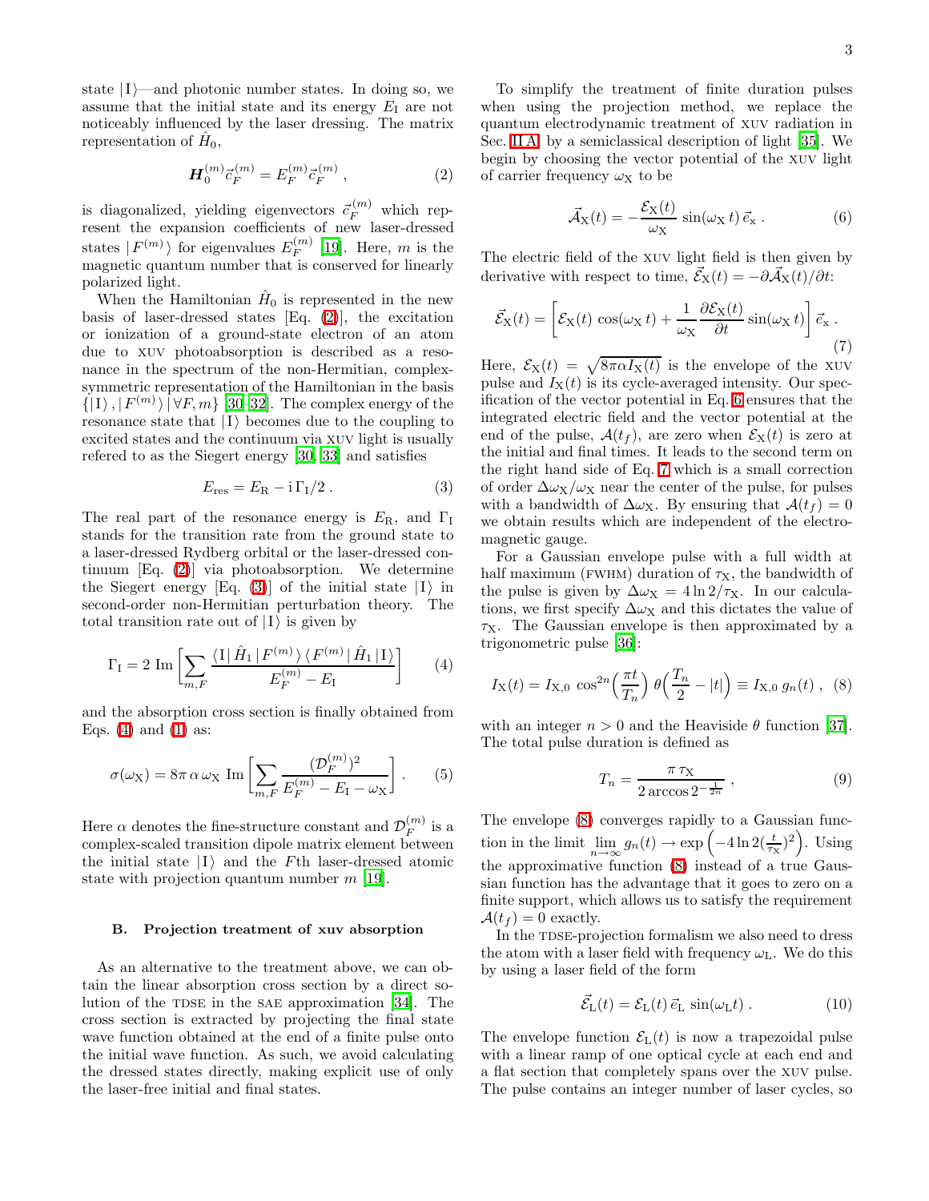state $|\,\mathrm{I}\,\rangle$—and photonic number states. In doing so, we assume that the initial state and its energy $E_{\mathrm{I}}$ are not noticeably influenced by the laser dressing. The matrix representation of $\hat{H}_0$,

$$\boldsymbol{H}_0^{(m)} \vec{c}_F^{\,(m)} = E_F^{(m)} \vec{c}_F^{\,(m)} \;, \tag{2}$$

is diagonalized, yielding eigenvectors $\vec{c}_F^{\,(m)}$ which represent the expansion coefficients of new laser-dressed states $|\,F^{(m)}\,\rangle$ for eigenvalues $E_F^{(m)}$ [19]. Here, $m$ is the magnetic quantum number that is conserved for linearly polarized light.

When the Hamiltonian $\hat{H}_0$ is represented in the new basis of laser-dressed states [Eq. (2)], the excitation or ionization of a ground-state electron of an atom due to XUV photoabsorption is described as a resonance in the spectrum of the non-Hermitian, complex-symmetric representation of the Hamiltonian in the basis $\{|\,\mathrm{I}\,\rangle\,, |\,F^{(m)}\,\rangle \mid \forall F, m\}$ [30–32]. The complex energy of the resonance state that $|\,\mathrm{I}\,\rangle$ becomes due to the coupling to excited states and the continuum via XUV light is usually refered to as the Siegert energy [30, 33] and satisfies

$$E_{\mathrm{res}} = E_{\mathrm{R}} - \mathrm{i}\,\Gamma_{\mathrm{I}}/2\;. \tag{3}$$

The real part of the resonance energy is $E_{\mathrm{R}}$, and $\Gamma_{\mathrm{I}}$ stands for the transition rate from the ground state to a laser-dressed Rydberg orbital or the laser-dressed continuum [Eq. (2)] via photoabsorption. We determine the Siegert energy [Eq. (3)] of the initial state $|\,\mathrm{I}\,\rangle$ in second-order non-Hermitian perturbation theory. The total transition rate out of $|\,\mathrm{I}\,\rangle$ is given by

$$\Gamma_{\mathrm{I}} = 2\ \mathrm{Im}\left[\sum_{m,F} \frac{\langle\,\mathrm{I}\,|\,\hat{H}_1\,|\,F^{(m)}\,\rangle\,\langle\,F^{(m)}\,|\,\hat{H}_1\,|\,\mathrm{I}\,\rangle}{E_F^{(m)} - E_{\mathrm{I}}}\right] \tag{4}$$

and the absorption cross section is finally obtained from Eqs. (4) and (1) as:

$$\sigma(\omega_{\mathrm{X}}) = 8\pi\,\alpha\,\omega_{\mathrm{X}}\ \mathrm{Im}\left[\sum_{m,F} \frac{(\mathcal{D}_F^{(m)})^2}{E_F^{(m)} - E_{\mathrm{I}} - \omega_{\mathrm{X}}}\right]. \tag{5}$$

Here $\alpha$ denotes the fine-structure constant and $\mathcal{D}_F^{(m)}$ is a complex-scaled transition dipole matrix element between the initial state $|\,\mathrm{I}\,\rangle$ and the $F$th laser-dressed atomic state with projection quantum number $m$ [19].

### B. Projection treatment of xuv absorption

As an alternative to the treatment above, we can obtain the linear absorption cross section by a direct solution of the TDSE in the SAE approximation [34]. The cross section is extracted by projecting the final state wave function obtained at the end of a finite pulse onto the initial wave function. As such, we avoid calculating the dressed states directly, making explicit use of only the laser-free initial and final states.

To simplify the treatment of finite duration pulses when using the projection method, we replace the quantum electrodynamic treatment of XUV radiation in Sec. II A by a semiclassical description of light [35]. We begin by choosing the vector potential of the XUV light of carrier frequency $\omega_{\mathrm{X}}$ to be

$$\vec{\mathcal{A}}_{\mathrm{X}}(t) = -\frac{\mathcal{E}_{\mathrm{X}}(t)}{\omega_{\mathrm{X}}}\,\sin(\omega_{\mathrm{X}}\,t)\,\vec{e}_{\mathrm{x}}\;. \tag{6}$$

The electric field of the XUV light field is then given by derivative with respect to time, $\vec{\mathcal{E}}_{\mathrm{X}}(t) = -\partial\vec{\mathcal{A}}_{\mathrm{X}}(t)/\partial t$:

$$\vec{\mathcal{E}}_{\mathrm{X}}(t) = \left[\mathcal{E}_{\mathrm{X}}(t)\,\cos(\omega_{\mathrm{X}}\,t) + \frac{1}{\omega_{\mathrm{X}}}\frac{\partial\mathcal{E}_{\mathrm{X}}(t)}{\partial t}\sin(\omega_{\mathrm{X}}\,t)\right]\vec{e}_{\mathrm{x}}\;. \tag{7}$$

Here, $\mathcal{E}_{\mathrm{X}}(t) = \sqrt{8\pi\alpha I_{\mathrm{X}}(t)}$ is the envelope of the XUV pulse and $I_{\mathrm{X}}(t)$ is its cycle-averaged intensity. Our specification of the vector potential in Eq. 6 ensures that the integrated electric field and the vector potential at the end of the pulse, $\mathcal{A}(t_f)$, are zero when $\mathcal{E}_{\mathrm{X}}(t)$ is zero at the initial and final times. It leads to the second term on the right hand side of Eq. 7 which is a small correction of order $\Delta\omega_{\mathrm{X}}/\omega_{\mathrm{X}}$ near the center of the pulse, for pulses with a bandwidth of $\Delta\omega_{\mathrm{X}}$. By ensuring that $\mathcal{A}(t_f) = 0$ we obtain results which are independent of the electromagnetic gauge.

For a Gaussian envelope pulse with a full width at half maximum (FWHM) duration of $\tau_{\mathrm{X}}$, the bandwidth of the pulse is given by $\Delta\omega_{\mathrm{X}} = 4\ln 2/\tau_{\mathrm{X}}$. In our calculations, we first specify $\Delta\omega_{\mathrm{X}}$ and this dictates the value of $\tau_{\mathrm{X}}$. The Gaussian envelope is then approximated by a trigonometric pulse [36]:

$$I_{\mathrm{X}}(t) = I_{\mathrm{X},0}\,\cos^{2n}\!\Big(\frac{\pi t}{T_n}\Big)\,\theta\Big(\frac{T_n}{2} - |t|\Big) \equiv I_{\mathrm{X},0}\,g_n(t)\;, \tag{8}$$

with an integer $n > 0$ and the Heaviside $\theta$ function [37]. The total pulse duration is defined as

$$T_n = \frac{\pi\,\tau_{\mathrm{X}}}{2\arccos 2^{-\frac{1}{2n}}}\;, \tag{9}$$

The envelope (8) converges rapidly to a Gaussian function in the limit $\lim\limits_{n\to\infty} g_n(t) \to \exp\Big(-4\ln 2(\frac{t}{\tau_{\mathrm{X}}})^2\Big)$. Using the approximative function (8) instead of a true Gaussian function has the advantage that it goes to zero on a finite support, which allows us to satisfy the requirement $\mathcal{A}(t_f) = 0$ exactly.

In the TDSE-projection formalism we also need to dress the atom with a laser field with frequency $\omega_{\mathrm{L}}$. We do this by using a laser field of the form

$$\vec{\mathcal{E}}_{\mathrm{L}}(t) = \mathcal{E}_{\mathrm{L}}(t)\,\vec{e}_{\mathrm{L}}\,\sin(\omega_{\mathrm{L}} t)\;. \tag{10}$$

The envelope function $\mathcal{E}_{\mathrm{L}}(t)$ is now a trapezoidal pulse with a linear ramp of one optical cycle at each end and a flat section that completely spans over the XUV pulse. The pulse contains an integer number of laser cycles, so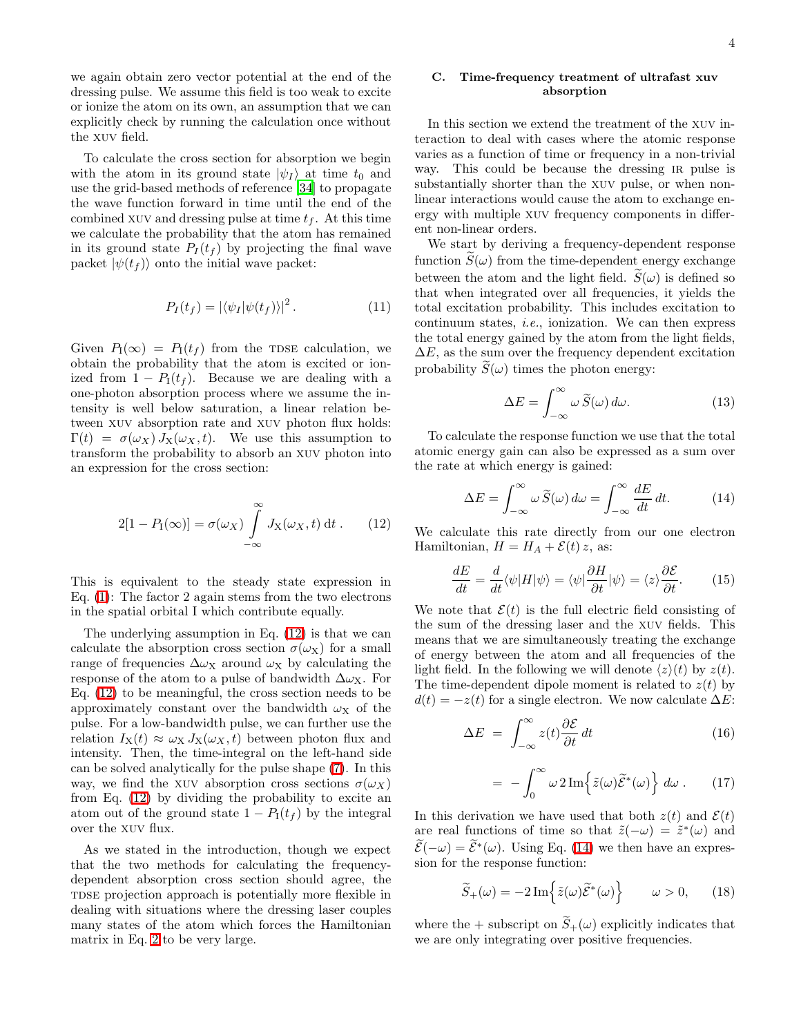we again obtain zero vector potential at the end of the dressing pulse. We assume this field is too weak to excite or ionize the atom on its own, an assumption that we can explicitly check by running the calculation once without the XUV field.

To calculate the cross section for absorption we begin with the atom in its ground state $|\psi_I\rangle$ at time $t_0$ and use the grid-based methods of reference [34] to propagate the wave function forward in time until the end of the combined XUV and dressing pulse at time $t_f$. At this time we calculate the probability that the atom has remained in its ground state $P_I(t_f)$ by projecting the final wave packet $|\psi(t_f)\rangle$ onto the initial wave packet:

$$P_I(t_f) = |\langle\psi_I|\psi(t_f)\rangle|^2 . \tag{11}$$

Given $P_{\rm I}(\infty) = P_{\rm I}(t_f)$ from the TDSE calculation, we obtain the probability that the atom is excited or ionized from $1 - P_{\rm I}(t_f)$. Because we are dealing with a one-photon absorption process where we assume the intensity is well below saturation, a linear relation between XUV absorption rate and XUV photon flux holds: $\Gamma(t) = \sigma(\omega_X)\, J_X(\omega_X, t)$. We use this assumption to transform the probability to absorb an XUV photon into an expression for the cross section:

$$2[1 - P_{\rm I}(\infty)] = \sigma(\omega_X) \int_{-\infty}^{\infty} J_{\rm X}(\omega_X, t)\, {\rm d}t\, . \tag{12}$$

This is equivalent to the steady state expression in Eq. (1): The factor 2 again stems from the two electrons in the spatial orbital I which contribute equally.

The underlying assumption in Eq. (12) is that we can calculate the absorption cross section $\sigma(\omega_{\rm X})$ for a small range of frequencies $\Delta\omega_{\rm X}$ around $\omega_{\rm X}$ by calculating the response of the atom to a pulse of bandwidth $\Delta\omega_{\rm X}$. For Eq. (12) to be meaningful, the cross section needs to be approximately constant over the bandwidth $\omega_{\rm X}$ of the pulse. For a low-bandwidth pulse, we can further use the relation $I_{\rm X}(t) \approx \omega_{\rm X}\, J_{\rm X}(\omega_X, t)$ between photon flux and intensity. Then, the time-integral on the left-hand side can be solved analytically for the pulse shape (7). In this way, we find the XUV absorption cross sections $\sigma(\omega_X)$ from Eq. (12) by dividing the probability to excite an atom out of the ground state $1 - P_{\rm I}(t_f)$ by the integral over the XUV flux.

As we stated in the introduction, though we expect that the two methods for calculating the frequency-dependent absorption cross section should agree, the TDSE projection approach is potentially more flexible in dealing with situations where the dressing laser couples many states of the atom which forces the Hamiltonian matrix in Eq. 2 to be very large.

### C. Time-frequency treatment of ultrafast xuv absorption

In this section we extend the treatment of the XUV interaction to deal with cases where the atomic response varies as a function of time or frequency in a non-trivial way. This could be because the dressing IR pulse is substantially shorter than the XUV pulse, or when non-linear interactions would cause the atom to exchange energy with multiple XUV frequency components in different non-linear orders.

We start by deriving a frequency-dependent response function $\widetilde{S}(\omega)$ from the time-dependent energy exchange between the atom and the light field. $\widetilde{S}(\omega)$ is defined so that when integrated over all frequencies, it yields the total excitation probability. This includes excitation to continuum states, *i.e.*, ionization. We can then express the total energy gained by the atom from the light fields, $\Delta E$, as the sum over the frequency dependent excitation probability $\widetilde{S}(\omega)$ times the photon energy:

$$\Delta E = \int_{-\infty}^{\infty} \omega\, \widetilde{S}(\omega)\, d\omega. \tag{13}$$

To calculate the response function we use that the total atomic energy gain can also be expressed as a sum over the rate at which energy is gained:

$$\Delta E = \int_{-\infty}^{\infty} \omega\, \widetilde{S}(\omega)\, d\omega = \int_{-\infty}^{\infty} \frac{dE}{dt}\, dt. \tag{14}$$

We calculate this rate directly from our one electron Hamiltonian, $H = H_A + \mathcal{E}(t)\, z$, as:

$$\frac{dE}{dt} = \frac{d}{dt}\langle\psi|H|\psi\rangle = \langle\psi|\frac{\partial H}{\partial t}|\psi\rangle = \langle z\rangle \frac{\partial \mathcal{E}}{\partial t}. \tag{15}$$

We note that $\mathcal{E}(t)$ is the full electric field consisting of the sum of the dressing laser and the XUV fields. This means that we are simultaneously treating the exchange of energy between the atom and all frequencies of the light field. In the following we will denote $\langle z\rangle(t)$ by $z(t)$. The time-dependent dipole moment is related to $z(t)$ by $d(t) = -z(t)$ for a single electron. We now calculate $\Delta E$:

$$\begin{aligned} \Delta E &= \int_{-\infty}^{\infty} z(t) \frac{\partial \mathcal{E}}{\partial t}\, dt & (16) \\ &= -\int_0^{\infty} \omega\, 2\, {\rm Im}\Big\{\tilde{z}(\omega)\widetilde{\mathcal{E}}^*(\omega)\Big\}\, d\omega\, . & (17) \end{aligned}$$

In this derivation we have used that both $z(t)$ and $\mathcal{E}(t)$ are real functions of time so that $\tilde{z}(-\omega) = \tilde{z}^*(\omega)$ and $\widetilde{\mathcal{E}}(-\omega) = \widetilde{\mathcal{E}}^*(\omega)$. Using Eq. (14) we then have an expression for the response function:

$$\widetilde{S}_+(\omega) = -2\, {\rm Im}\Big\{\tilde{z}(\omega)\widetilde{\mathcal{E}}^*(\omega)\Big\} \qquad \omega > 0, \tag{18}$$

where the + subscript on $\widetilde{S}_+(\omega)$ explicitly indicates that we are only integrating over positive frequencies.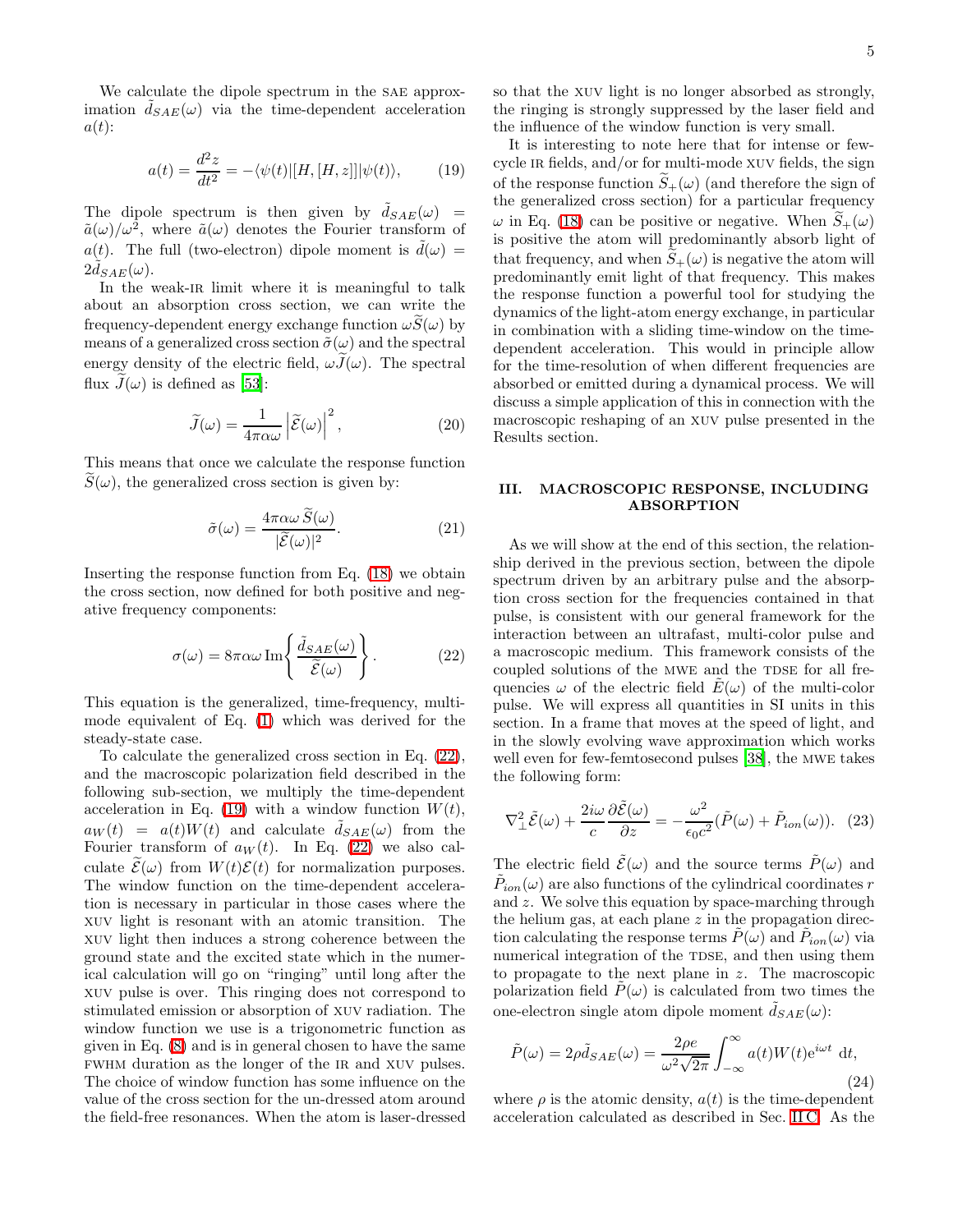We calculate the dipole spectrum in the SAE approximation $\tilde{d}_{SAE}(\omega)$ via the time-dependent acceleration $a(t)$:

$$a(t) = \frac{d^2 z}{dt^2} = -\langle\psi(t)|[H,[H,z]]|\psi(t)\rangle, \tag{19}$$

The dipole spectrum is then given by $\tilde{d}_{SAE}(\omega) = \tilde{a}(\omega)/\omega^2$, where $\tilde{a}(\omega)$ denotes the Fourier transform of $a(t)$. The full (two-electron) dipole moment is $\tilde{d}(\omega) = 2\tilde{d}_{SAE}(\omega)$.

In the weak-IR limit where it is meaningful to talk about an absorption cross section, we can write the frequency-dependent energy exchange function $\omega\widetilde{S}(\omega)$ by means of a generalized cross section $\tilde{\sigma}(\omega)$ and the spectral energy density of the electric field, $\omega\widetilde{J}(\omega)$. The spectral flux $\widetilde{J}(\omega)$ is defined as [53]:

$$\widetilde{J}(\omega) = \frac{1}{4\pi\alpha\omega}\left|\widetilde{\mathcal{E}}(\omega)\right|^2, \tag{20}$$

This means that once we calculate the response function $\widetilde{S}(\omega)$, the generalized cross section is given by:

$$\tilde{\sigma}(\omega) = \frac{4\pi\alpha\omega\,\widetilde{S}(\omega)}{|\widetilde{\mathcal{E}}(\omega)|^2}. \tag{21}$$

Inserting the response function from Eq. (18) we obtain the cross section, now defined for both positive and negative frequency components:

$$\sigma(\omega) = 8\pi\alpha\omega\,\mathrm{Im}\left\{\frac{\tilde{d}_{SAE}(\omega)}{\widetilde{\mathcal{E}}(\omega)}\right\}. \tag{22}$$

This equation is the generalized, time-frequency, multi-mode equivalent of Eq. (1) which was derived for the steady-state case.

To calculate the generalized cross section in Eq. (22), and the macroscopic polarization field described in the following sub-section, we multiply the time-dependent acceleration in Eq. (19) with a window function $W(t)$, $a_W(t) = a(t)W(t)$ and calculate $\tilde{d}_{SAE}(\omega)$ from the Fourier transform of $a_W(t)$. In Eq. (22) we also calculate $\widetilde{\mathcal{E}}(\omega)$ from $W(t)\mathcal{E}(t)$ for normalization purposes. The window function on the time-dependent acceleration is necessary in particular in those cases where the XUV light is resonant with an atomic transition. The XUV light then induces a strong coherence between the ground state and the excited state which in the numerical calculation will go on "ringing" until long after the XUV pulse is over. This ringing does not correspond to stimulated emission or absorption of XUV radiation. The window function we use is a trigonometric function as given in Eq. (8) and is in general chosen to have the same FWHM duration as the longer of the IR and XUV pulses. The choice of window function has some influence on the value of the cross section for the un-dressed atom around the field-free resonances. When the atom is laser-dressed so that the XUV light is no longer absorbed as strongly, the ringing is strongly suppressed by the laser field and the influence of the window function is very small.

It is interesting to note here that for intense or few-cycle IR fields, and/or for multi-mode XUV fields, the sign of the response function $\widetilde{S}_+(\omega)$ (and therefore the sign of the generalized cross section) for a particular frequency $\omega$ in Eq. (18) can be positive or negative. When $\widetilde{S}_+(\omega)$ is positive the atom will predominantly absorb light of that frequency, and when $\widetilde{S}_+(\omega)$ is negative the atom will predominantly emit light of that frequency. This makes the response function a powerful tool for studying the dynamics of the light-atom energy exchange, in particular in combination with a sliding time-window on the time-dependent acceleration. This would in principle allow for the time-resolution of when different frequencies are absorbed or emitted during a dynamical process. We will discuss a simple application of this in connection with the macroscopic reshaping of an XUV pulse presented in the Results section.

## III. MACROSCOPIC RESPONSE, INCLUDING ABSORPTION

As we will show at the end of this section, the relationship derived in the previous section, between the dipole spectrum driven by an arbitrary pulse and the absorption cross section for the frequencies contained in that pulse, is consistent with our general framework for the interaction between an ultrafast, multi-color pulse and a macroscopic medium. This framework consists of the coupled solutions of the MWE and the TDSE for all frequencies $\omega$ of the electric field $\tilde{E}(\omega)$ of the multi-color pulse. We will express all quantities in SI units in this section. In a frame that moves at the speed of light, and in the slowly evolving wave approximation which works well even for few-femtosecond pulses [38], the MWE takes the following form:

$$\nabla_\perp^2\tilde{\mathcal{E}}(\omega) + \frac{2i\omega}{c}\frac{\partial\tilde{\mathcal{E}}(\omega)}{\partial z} = -\frac{\omega^2}{\epsilon_0 c^2}(\tilde{P}(\omega) + \tilde{P}_{ion}(\omega)). \tag{23}$$

The electric field $\tilde{\mathcal{E}}(\omega)$ and the source terms $\tilde{P}(\omega)$ and $\tilde{P}_{ion}(\omega)$ are also functions of the cylindrical coordinates $r$ and $z$. We solve this equation by space-marching through the helium gas, at each plane $z$ in the propagation direction calculating the response terms $\tilde{P}(\omega)$ and $\tilde{P}_{ion}(\omega)$ via numerical integration of the TDSE, and then using them to propagate to the next plane in $z$. The macroscopic polarization field $\tilde{P}(\omega)$ is calculated from two times the one-electron single atom dipole moment $\tilde{d}_{SAE}(\omega)$:

$$\tilde{P}(\omega) = 2\rho\tilde{d}_{SAE}(\omega) = \frac{2\rho e}{\omega^2\sqrt{2\pi}}\int_{-\infty}^{\infty} a(t)W(t)\mathrm{e}^{i\omega t}\,\mathrm{d}t, \tag{24}$$

where $\rho$ is the atomic density, $a(t)$ is the time-dependent acceleration calculated as described in Sec. II C. As the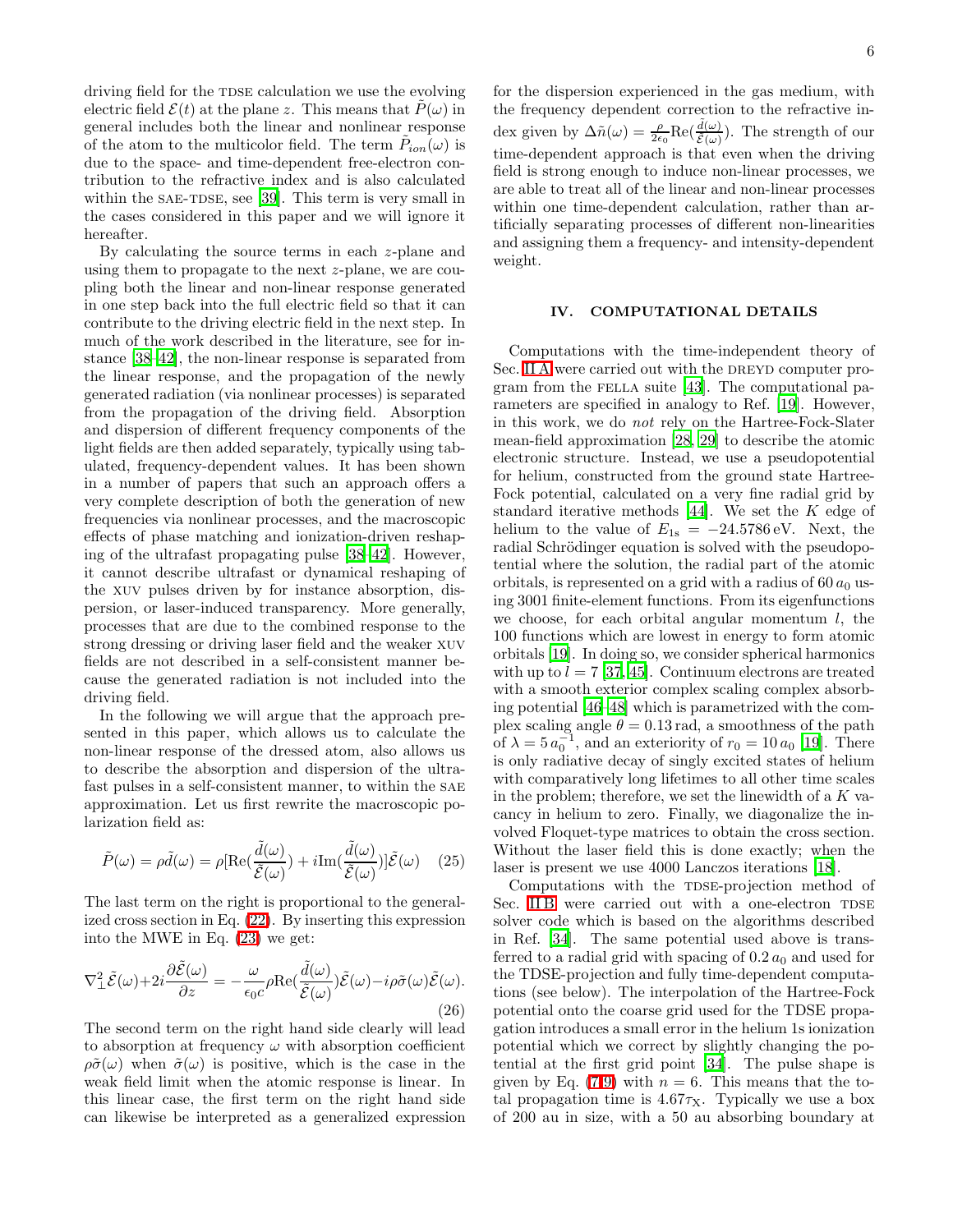driving field for the TDSE calculation we use the evolving electric field $\mathcal{E}(t)$ at the plane $z$. This means that $\tilde{P}(\omega)$ in general includes both the linear and nonlinear response of the atom to the multicolor field. The term $\tilde{P}_{ion}(\omega)$ is due to the space- and time-dependent free-electron contribution to the refractive index and is also calculated within the SAE-TDSE, see [39]. This term is very small in the cases considered in this paper and we will ignore it hereafter.

By calculating the source terms in each $z$-plane and using them to propagate to the next $z$-plane, we are coupling both the linear and non-linear response generated in one step back into the full electric field so that it can contribute to the driving electric field in the next step. In much of the work described in the literature, see for instance [38–42], the non-linear response is separated from the linear response, and the propagation of the newly generated radiation (via nonlinear processes) is separated from the propagation of the driving field. Absorption and dispersion of different frequency components of the light fields are then added separately, typically using tabulated, frequency-dependent values. It has been shown in a number of papers that such an approach offers a very complete description of both the generation of new frequencies via nonlinear processes, and the macroscopic effects of phase matching and ionization-driven reshaping of the ultrafast propagating pulse [38–42]. However, it cannot describe ultrafast or dynamical reshaping of the XUV pulses driven by for instance absorption, dispersion, or laser-induced transparency. More generally, processes that are due to the combined response to the strong dressing or driving laser field and the weaker XUV fields are not described in a self-consistent manner because the generated radiation is not included into the driving field.

In the following we will argue that the approach presented in this paper, which allows us to calculate the non-linear response of the dressed atom, also allows us to describe the absorption and dispersion of the ultrafast pulses in a self-consistent manner, to within the SAE approximation. Let us first rewrite the macroscopic polarization field as:

$$\tilde{P}(\omega) = \rho\tilde{d}(\omega) = \rho[\mathrm{Re}(\frac{\tilde{d}(\omega)}{\tilde{\mathcal{E}}(\omega)}) + i\mathrm{Im}(\frac{\tilde{d}(\omega)}{\tilde{\mathcal{E}}(\omega)})]\tilde{\mathcal{E}}(\omega) \quad (25)$$

The last term on the right is proportional to the generalized cross section in Eq. (22). By inserting this expression into the MWE in Eq. (23) we get:

$$\nabla_\perp^2\tilde{\mathcal{E}}(\omega)+2i\frac{\partial\tilde{\mathcal{E}}(\omega)}{\partial z} = -\frac{\omega}{\epsilon_0 c}\rho\mathrm{Re}(\frac{\tilde{d}(\omega)}{\tilde{\mathcal{E}}(\omega)})\tilde{\mathcal{E}}(\omega) - i\rho\tilde{\sigma}(\omega)\tilde{\mathcal{E}}(\omega). \quad (26)$$

The second term on the right hand side clearly will lead to absorption at frequency $\omega$ with absorption coefficient $\rho\tilde{\sigma}(\omega)$ when $\tilde{\sigma}(\omega)$ is positive, which is the case in the weak field limit when the atomic response is linear. In this linear case, the first term on the right hand side can likewise be interpreted as a generalized expression for the dispersion experienced in the gas medium, with the frequency dependent correction to the refractive index given by $\Delta\tilde{n}(\omega) = \frac{\rho}{2\epsilon_0}\mathrm{Re}(\frac{\tilde{d}(\omega)}{\tilde{\mathcal{E}}(\omega)})$. The strength of our time-dependent approach is that even when the driving field is strong enough to induce non-linear processes, we are able to treat all of the linear and non-linear processes within one time-dependent calculation, rather than artificially separating processes of different non-linearities and assigning them a frequency- and intensity-dependent weight.

## IV. COMPUTATIONAL DETAILS

Computations with the time-independent theory of Sec. II A were carried out with the DREYD computer program from the FELLA suite [43]. The computational parameters are specified in analogy to Ref. [19]. However, in this work, we do *not* rely on the Hartree-Fock-Slater mean-field approximation [28, 29] to describe the atomic electronic structure. Instead, we use a pseudopotential for helium, constructed from the ground state Hartree-Fock potential, calculated on a very fine radial grid by standard iterative methods [44]. We set the $K$ edge of helium to the value of $E_{1s} = -24.5786\,\mathrm{eV}$. Next, the radial Schrödinger equation is solved with the pseudopotential where the solution, the radial part of the atomic orbitals, is represented on a grid with a radius of $60\,a_0$ using 3001 finite-element functions. From its eigenfunctions we choose, for each orbital angular momentum $l$, the 100 functions which are lowest in energy to form atomic orbitals [19]. In doing so, we consider spherical harmonics with up to $l = 7$ [37, 45]. Continuum electrons are treated with a smooth exterior complex scaling complex absorbing potential [46–48] which is parametrized with the complex scaling angle $\theta = 0.13\,\mathrm{rad}$, a smoothness of the path of $\lambda = 5\,a_0^{-1}$, and an exteriority of $r_0 = 10\,a_0$ [19]. There is only radiative decay of singly excited states of helium with comparatively long lifetimes to all other time scales in the problem; therefore, we set the linewidth of a $K$ vacancy in helium to zero. Finally, we diagonalize the involved Floquet-type matrices to obtain the cross section. Without the laser field this is done exactly; when the laser is present we use 4000 Lanczos iterations [18].

Computations with the TDSE-projection method of Sec. II B were carried out with a one-electron TDSE solver code which is based on the algorithms described in Ref. [34]. The same potential used above is transferred to a radial grid with spacing of $0.2\,a_0$ and used for the TDSE-projection and fully time-dependent computations (see below). The interpolation of the Hartree-Fock potential onto the coarse grid used for the TDSE propagation introduces a small error in the helium 1s ionization potential which we correct by slightly changing the potential at the first grid point [34]. The pulse shape is given by Eq. (7-9) with $n = 6$. This means that the total propagation time is $4.67\tau_{\mathrm{X}}$. Typically we use a box of 200 au in size, with a 50 au absorbing boundary at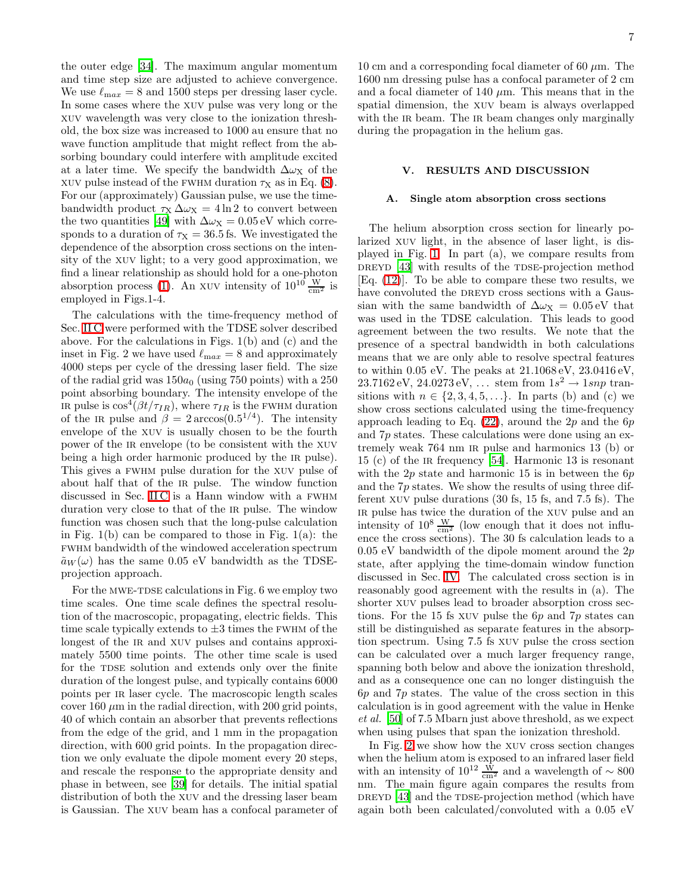the outer edge [34]. The maximum angular momentum and time step size are adjusted to achieve convergence. We use $\ell_{max} = 8$ and 1500 steps per dressing laser cycle. In some cases where the XUV pulse was very long or the XUV wavelength was very close to the ionization threshold, the box size was increased to 1000 au ensure that no wave function amplitude that might reflect from the absorbing boundary could interfere with amplitude excited at a later time. We specify the bandwidth $\Delta\omega_X$ of the XUV pulse instead of the FWHM duration $\tau_X$ as in Eq. (8). For our (approximately) Gaussian pulse, we use the time-bandwidth product $\tau_X\,\Delta\omega_X = 4\ln 2$ to convert between the two quantities [49] with $\Delta\omega_X = 0.05\,\text{eV}$ which corresponds to a duration of $\tau_X = 36.5\,\text{fs}$. We investigated the dependence of the absorption cross sections on the intensity of the XUV light; to a very good approximation, we find a linear relationship as should hold for a one-photon absorption process (1). An XUV intensity of $10^{10}\,\frac{\text{W}}{\text{cm}^2}$ is employed in Figs.1-4.

The calculations with the time-frequency method of Sec. II C were performed with the TDSE solver described above. For the calculations in Figs. 1(b) and (c) and the inset in Fig. 2 we have used $\ell_{max} = 8$ and approximately 4000 steps per cycle of the dressing laser field. The size of the radial grid was $150a_0$ (using 750 points) with a 250 point absorbing boundary. The intensity envelope of the IR pulse is $\cos^4(\beta t/\tau_{IR})$, where $\tau_{IR}$ is the FWHM duration of the IR pulse and $\beta = 2\arccos(0.5^{1/4})$. The intensity envelope of the XUV is usually chosen to be the fourth power of the IR envelope (to be consistent with the XUV being a high order harmonic produced by the IR pulse). This gives a FWHM pulse duration for the XUV pulse of about half that of the IR pulse. The window function discussed in Sec. II C is a Hann window with a FWHM duration very close to that of the IR pulse. The window function was chosen such that the long-pulse calculation in Fig. 1(b) can be compared to those in Fig. 1(a): the FWHM bandwidth of the windowed acceleration spectrum $\tilde{a}_W(\omega)$ has the same 0.05 eV bandwidth as the TDSE-projection approach.

For the MWE-TDSE calculations in Fig. 6 we employ two time scales. One time scale defines the spectral resolution of the macroscopic, propagating, electric fields. This time scale typically extends to $\pm 3$ times the FWHM of the longest of the IR and XUV pulses and contains approximately 5500 time points. The other time scale is used for the TDSE solution and extends only over the finite duration of the longest pulse, and typically contains 6000 points per IR laser cycle. The macroscopic length scales cover 160 $\mu$m in the radial direction, with 200 grid points, 40 of which contain an absorber that prevents reflections from the edge of the grid, and 1 mm in the propagation direction, with 600 grid points. In the propagation direction we only evaluate the dipole moment every 20 steps, and rescale the response to the appropriate density and phase in between, see [39] for details. The initial spatial distribution of both the XUV and the dressing laser beam is Gaussian. The XUV beam has a confocal parameter of 10 cm and a corresponding focal diameter of 60 $\mu$m. The 1600 nm dressing pulse has a confocal parameter of 2 cm and a focal diameter of 140 $\mu$m. This means that in the spatial dimension, the XUV beam is always overlapped with the IR beam. The IR beam changes only marginally during the propagation in the helium gas.

## V. RESULTS AND DISCUSSION

### A. Single atom absorption cross sections

The helium absorption cross section for linearly polarized XUV light, in the absence of laser light, is displayed in Fig. 1. In part (a), we compare results from DREYD [43] with results of the TDSE-projection method [Eq. (12)]. To be able to compare these two results, we have convoluted the DREYD cross sections with a Gaussian with the same bandwidth of $\Delta\omega_X = 0.05\,\text{eV}$ that was used in the TDSE calculation. This leads to good agreement between the two results. We note that the presence of a spectral bandwidth in both calculations means that we are only able to resolve spectral features to within 0.05 eV. The peaks at 21.1068 eV, 23.0416 eV, 23.7162 eV, 24.0273 eV, ... stem from $1s^2 \to 1snp$ transitions with $n \in \{2, 3, 4, 5, \ldots\}$. In parts (b) and (c) we show cross sections calculated using the time-frequency approach leading to Eq. (22), around the $2p$ and the $6p$ and $7p$ states. These calculations were done using an extremely weak 764 nm IR pulse and harmonics 13 (b) or 15 (c) of the IR frequency [54]. Harmonic 13 is resonant with the $2p$ state and harmonic 15 is in between the $6p$ and the $7p$ states. We show the results of using three different XUV pulse durations (30 fs, 15 fs, and 7.5 fs). The IR pulse has twice the duration of the XUV pulse and an intensity of $10^8\,\frac{\text{W}}{\text{cm}^2}$ (low enough that it does not influence the cross sections). The 30 fs calculation leads to a 0.05 eV bandwidth of the dipole moment around the $2p$ state, after applying the time-domain window function discussed in Sec. IV. The calculated cross section is in reasonably good agreement with the results in (a). The shorter XUV pulses lead to broader absorption cross sections. For the 15 fs XUV pulse the $6p$ and $7p$ states can still be distinguished as separate features in the absorption spectrum. Using 7.5 fs XUV pulse the cross section can be calculated over a much larger frequency range, spanning both below and above the ionization threshold, and as a consequence one can no longer distinguish the $6p$ and $7p$ states. The value of the cross section in this calculation is in good agreement with the value in Henke *et al.* [50] of 7.5 Mbarn just above threshold, as we expect when using pulses that span the ionization threshold.

In Fig. 2 we show how the XUV cross section changes when the helium atom is exposed to an infrared laser field with an intensity of $10^{12}\,\frac{\text{W}}{\text{cm}^2}$ and a wavelength of $\sim 800$ nm. The main figure again compares the results from DREYD [43] and the TDSE-projection method (which have again both been calculated/convoluted with a 0.05 eV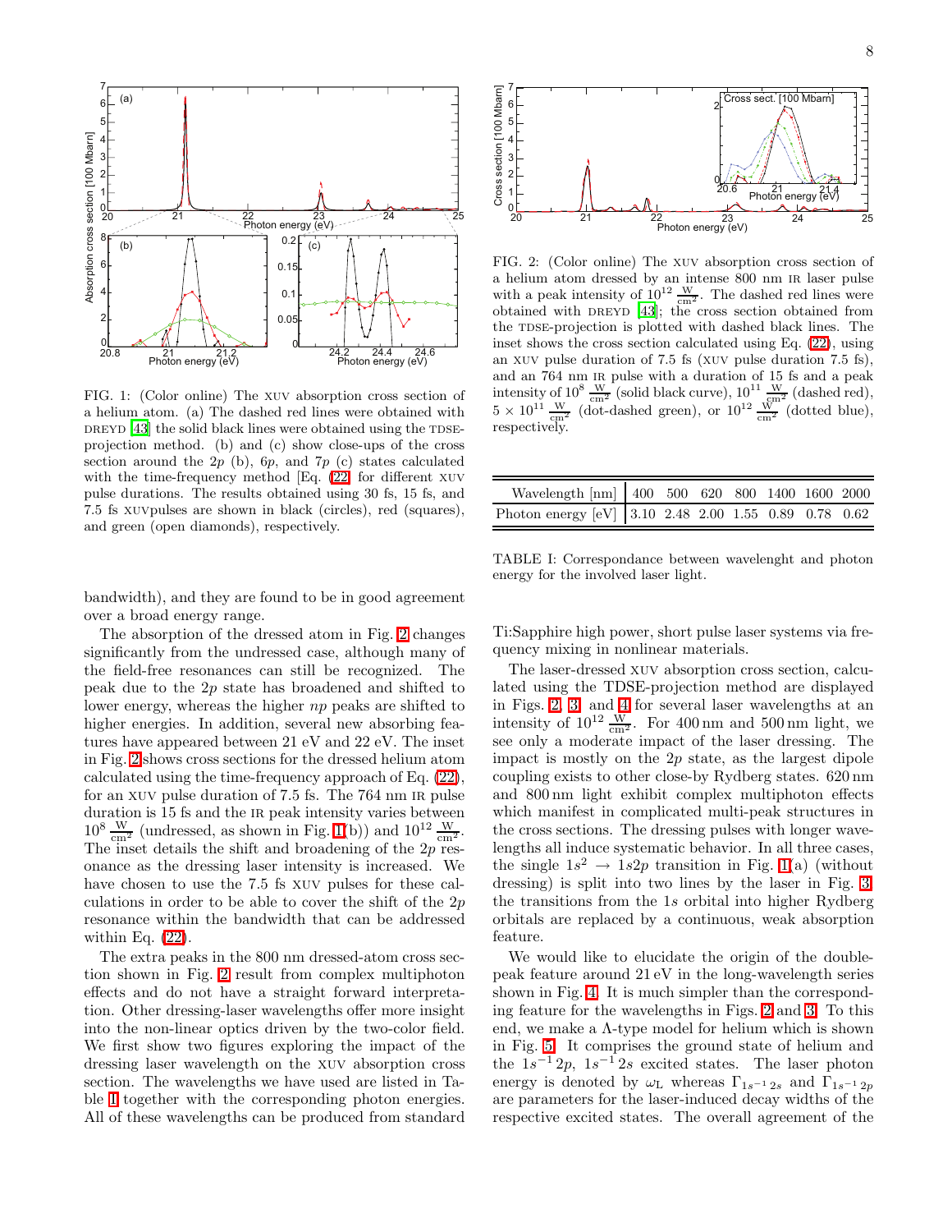FIG. 1: (Color online) The XUV absorption cross section of a helium atom. (a) The dashed red lines were obtained with DREYD [43] the solid black lines were obtained using the TDSE-projection method. (b) and (c) show close-ups of the cross section around the $2p$ (b), $6p$, and $7p$ (c) states calculated with the time-frequency method [Eq. (22) for different XUV pulse durations. The results obtained using 30 fs, 15 fs, and 7.5 fs XUVpulses are shown in black (circles), red (squares), and green (open diamonds), respectively.

FIG. 2: (Color online) The XUV absorption cross section of a helium atom dressed by an intense 800 nm IR laser pulse with a peak intensity of $10^{12}\,\frac{\mathrm{W}}{\mathrm{cm}^2}$. The dashed red lines were obtained with DREYD [43]; the cross section obtained from the TDSE-projection is plotted with dashed black lines. The inset shows the cross section calculated using Eq. (22), using an XUV pulse duration of 7.5 fs (XUV pulse duration 7.5 fs), and an 764 nm IR pulse with a duration of 15 fs and a peak intensity of $10^{8}\,\frac{\mathrm{W}}{\mathrm{cm}^2}$ (solid black curve), $10^{11}\,\frac{\mathrm{W}}{\mathrm{cm}^2}$ (dashed red), $5\times10^{11}\,\frac{\mathrm{W}}{\mathrm{cm}^2}$ (dot-dashed green), or $10^{12}\,\frac{\mathrm{W}}{\mathrm{cm}^2}$ (dotted blue), respectively.

bandwidth), and they are found to be in good agreement over a broad energy range.

The absorption of the dressed atom in Fig. 2 changes significantly from the undressed case, although many of the field-free resonances can still be recognized. The peak due to the $2p$ state has broadened and shifted to lower energy, whereas the higher $np$ peaks are shifted to higher energies. In addition, several new absorbing features have appeared between 21 eV and 22 eV. The inset in Fig. 2 shows cross sections for the dressed helium atom calculated using the time-frequency approach of Eq. (22), for an XUV pulse duration of 7.5 fs. The 764 nm IR pulse duration is 15 fs and the IR peak intensity varies between $10^{8}\,\frac{\mathrm{W}}{\mathrm{cm}^2}$ (undressed, as shown in Fig. 1(b)) and $10^{12}\,\frac{\mathrm{W}}{\mathrm{cm}^2}$. The inset details the shift and broadening of the $2p$ resonance as the dressing laser intensity is increased. We have chosen to use the 7.5 fs XUV pulses for these calculations in order to be able to cover the shift of the $2p$ resonance within the bandwidth that can be addressed within Eq. (22).

The extra peaks in the 800 nm dressed-atom cross section shown in Fig. 2 result from complex multiphoton effects and do not have a straight forward interpretation. Other dressing-laser wavelengths offer more insight into the non-linear optics driven by the two-color field. We first show two figures exploring the impact of the dressing laser wavelength on the XUV absorption cross section. The wavelengths we have used are listed in Table I together with the corresponding photon energies. All of these wavelengths can be produced from standard Ti:Sapphire high power, short pulse laser systems via frequency mixing in nonlinear materials.

| Wavelength [nm] | 400 | 500 | 620 | 800 | 1400 | 1600 | 2000 |
|---|---|---|---|---|---|---|---|
| Photon energy [eV] | 3.10 | 2.48 | 2.00 | 1.55 | 0.89 | 0.78 | 0.62 |

TABLE I: Correspondance between wavelenght and photon energy for the involved laser light.

The laser-dressed XUV absorption cross section, calculated using the TDSE-projection method are displayed in Figs. 2, 3, and 4 for several laser wavelengths at an intensity of $10^{12}\,\frac{\mathrm{W}}{\mathrm{cm}^2}$. For 400 nm and 500 nm light, we see only a moderate impact of the laser dressing. The impact is mostly on the $2p$ state, as the largest dipole coupling exists to other close-by Rydberg states. 620 nm and 800 nm light exhibit complex multiphoton effects which manifest in complicated multi-peak structures in the cross sections. The dressing pulses with longer wavelengths all induce systematic behavior. In all three cases, the single $1s^2 \rightarrow 1s2p$ transition in Fig. 1(a) (without dressing) is split into two lines by the laser in Fig. 3, the transitions from the $1s$ orbital into higher Rydberg orbitals are replaced by a continuous, weak absorption feature.

We would like to elucidate the origin of the double-peak feature around 21 eV in the long-wavelength series shown in Fig. 4. It is much simpler than the corresponding feature for the wavelengths in Figs. 2 and 3. To this end, we make a $\Lambda$-type model for helium which is shown in Fig. 5. It comprises the ground state of helium and the $1s^{-1}\,2p$, $1s^{-1}\,2s$ excited states. The laser photon energy is denoted by $\omega_{\mathrm{L}}$ whereas $\Gamma_{1s^{-1}\,2s}$ and $\Gamma_{1s^{-1}\,2p}$ are parameters for the laser-induced decay widths of the respective excited states. The overall agreement of the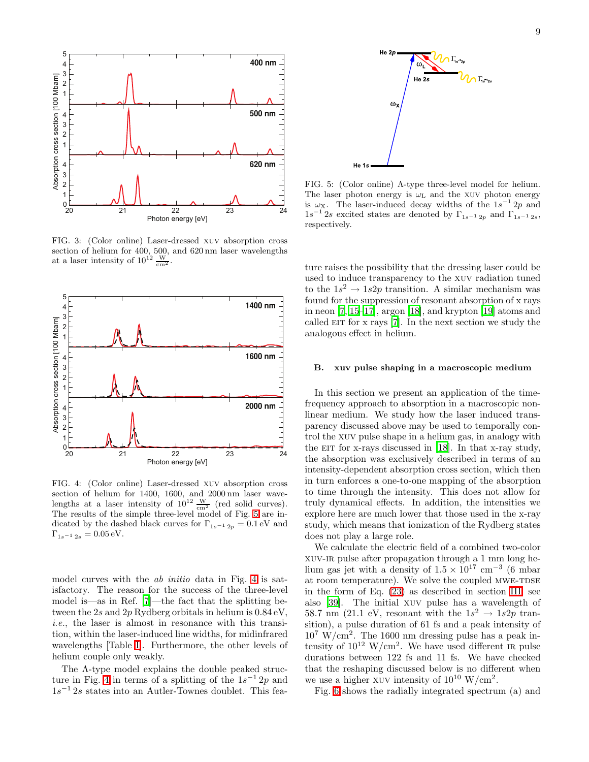FIG. 3: (Color online) Laser-dressed XUV absorption cross section of helium for 400, 500, and 620 nm laser wavelengths at a laser intensity of $10^{12}\,\frac{\mathrm{W}}{\mathrm{cm}^2}$.

FIG. 4: (Color online) Laser-dressed XUV absorption cross section of helium for 1400, 1600, and 2000 nm laser wavelengths at a laser intensity of $10^{12}\,\frac{\mathrm{W}}{\mathrm{cm}^2}$ (red solid curves). The results of the simple three-level model of Fig. 5 are indicated by the dashed black curves for $\Gamma_{1s^{-1}\,2p} = 0.1\,\mathrm{eV}$ and $\Gamma_{1s^{-1}\,2s} = 0.05\,\mathrm{eV}$.

model curves with the *ab initio* data in Fig. 4 is satisfactory. The reason for the success of the three-level model is—as in Ref. [7]—the fact that the splitting between the $2s$ and $2p$ Rydberg orbitals in helium is 0.84 eV, *i.e.*, the laser is almost in resonance with this transition, within the laser-induced line widths, for midinfrared wavelengths [Table I]. Furthermore, the other levels of helium couple only weakly.

The Λ-type model explains the double peaked structure in Fig. 4 in terms of a splitting of the $1s^{-1}\,2p$ and $1s^{-1}\,2s$ states into an Autler-Townes doublet. This feature raises the possibility that the dressing laser could be used to induce transparency to the XUV radiation tuned to the $1s^2 \to 1s2p$ transition. A similar mechanism was found for the suppression of resonant absorption of x rays in neon [7, 15–17], argon [18], and krypton [19] atoms and called EIT for x rays [7]. In the next section we study the analogous effect in helium.

FIG. 5: (Color online) Λ-type three-level model for helium. The laser photon energy is $\omega_{\mathrm{L}}$ and the XUV photon energy is $\omega_{\mathrm{X}}$. The laser-induced decay widths of the $1s^{-1}\,2p$ and $1s^{-1}\,2s$ excited states are denoted by $\Gamma_{1s^{-1}\,2p}$ and $\Gamma_{1s^{-1}\,2s}$, respectively.

## B. XUV pulse shaping in a macroscopic medium

In this section we present an application of the time-frequency approach to absorption in a macroscopic nonlinear medium. We study how the laser induced transparency discussed above may be used to temporally control the XUV pulse shape in a helium gas, in analogy with the EIT for x-rays discussed in [18]. In that x-ray study, the absorption was exclusively described in terms of an intensity-dependent absorption cross section, which then in turn enforces a one-to-one mapping of the absorption to time through the intensity. This does not allow for truly dynamical effects. In addition, the intensities we explore here are much lower that those used in the x-ray study, which means that ionization of the Rydberg states does not play a large role.

We calculate the electric field of a combined two-color XUV-IR pulse after propagation through a 1 mm long helium gas jet with a density of $1.5 \times 10^{17}$ cm$^{-3}$ (6 mbar at room temperature). We solve the coupled MWE-TDSE in the form of Eq. (23) as described in section III, see also [39]. The initial XUV pulse has a wavelength of 58.7 nm (21.1 eV, resonant with the $1s^2 \to 1s2p$ transition), a pulse duration of 61 fs and a peak intensity of $10^7$ W/cm$^2$. The 1600 nm dressing pulse has a peak intensity of $10^{12}$ W/cm$^2$. We have used different IR pulse durations between 122 fs and 11 fs. We have checked that the reshaping discussed below is no different when we use a higher XUV intensity of $10^{10}$ W/cm$^2$.

Fig. 6 shows the radially integrated spectrum (a) and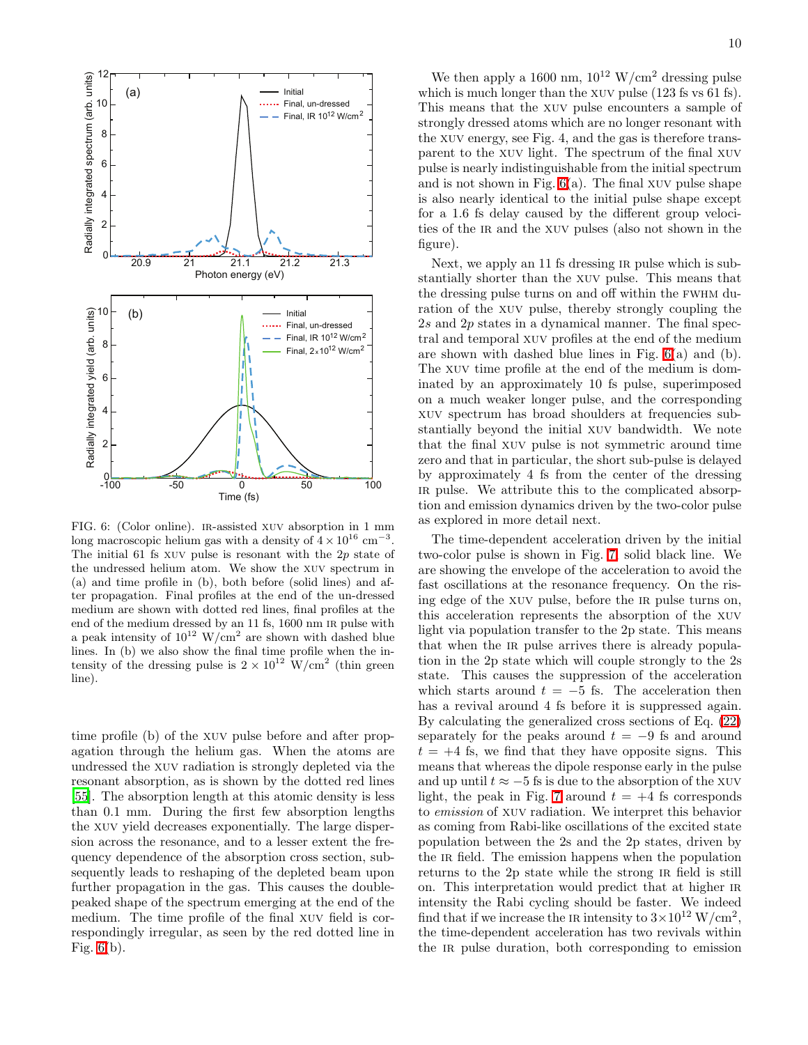FIG. 6: (Color online). IR-assisted XUV absorption in 1 mm long macroscopic helium gas with a density of $4 \times 10^{16}$ cm$^{-3}$. The initial 61 fs XUV pulse is resonant with the $2p$ state of the undressed helium atom. We show the XUV spectrum in (a) and time profile in (b), both before (solid lines) and after propagation. Final profiles at the end of the un-dressed medium are shown with dotted red lines, final profiles at the end of the medium dressed by an 11 fs, 1600 nm IR pulse with a peak intensity of $10^{12}$ W/cm$^2$ are shown with dashed blue lines. In (b) we also show the final time profile when the intensity of the dressing pulse is $2 \times 10^{12}$ W/cm$^2$ (thin green line).

time profile (b) of the XUV pulse before and after propagation through the helium gas. When the atoms are undressed the XUV radiation is strongly depleted via the resonant absorption, as is shown by the dotted red lines [55]. The absorption length at this atomic density is less than 0.1 mm. During the first few absorption lengths the XUV yield decreases exponentially. The large dispersion across the resonance, and to a lesser extent the frequency dependence of the absorption cross section, subsequently leads to reshaping of the depleted beam upon further propagation in the gas. This causes the double-peaked shape of the spectrum emerging at the end of the medium. The time profile of the final XUV field is correspondingly irregular, as seen by the red dotted line in Fig. 6(b).

We then apply a 1600 nm, $10^{12}$ W/cm$^2$ dressing pulse which is much longer than the XUV pulse (123 fs vs 61 fs). This means that the XUV pulse encounters a sample of strongly dressed atoms which are no longer resonant with the XUV energy, see Fig. 4, and the gas is therefore transparent to the XUV light. The spectrum of the final XUV pulse is nearly indistinguishable from the initial spectrum and is not shown in Fig. 6(a). The final XUV pulse shape is also nearly identical to the initial pulse shape except for a 1.6 fs delay caused by the different group velocities of the IR and the XUV pulses (also not shown in the figure).

Next, we apply an 11 fs dressing IR pulse which is substantially shorter than the XUV pulse. This means that the dressing pulse turns on and off within the FWHM duration of the XUV pulse, thereby strongly coupling the $2s$ and $2p$ states in a dynamical manner. The final spectral and temporal XUV profiles at the end of the medium are shown with dashed blue lines in Fig. 6(a) and (b). The XUV time profile at the end of the medium is dominated by an approximately 10 fs pulse, superimposed on a much weaker longer pulse, and the corresponding XUV spectrum has broad shoulders at frequencies substantially beyond the initial XUV bandwidth. We note that the final XUV pulse is not symmetric around time zero and that in particular, the short sub-pulse is delayed by approximately 4 fs from the center of the dressing IR pulse. We attribute this to the complicated absorption and emission dynamics driven by the two-color pulse as explored in more detail next.

The time-dependent acceleration driven by the initial two-color pulse is shown in Fig. 7, solid black line. We are showing the envelope of the acceleration to avoid the fast oscillations at the resonance frequency. On the rising edge of the XUV pulse, before the IR pulse turns on, this acceleration represents the absorption of the XUV light via population transfer to the 2p state. This means that when the IR pulse arrives there is already population in the 2p state which will couple strongly to the 2s state. This causes the suppression of the acceleration which starts around $t = -5$ fs. The acceleration then has a revival around 4 fs before it is suppressed again. By calculating the generalized cross sections of Eq. (22) separately for the peaks around $t = -9$ fs and around $t = +4$ fs, we find that they have opposite signs. This means that whereas the dipole response early in the pulse and up until $t \approx -5$ fs is due to the absorption of the XUV light, the peak in Fig. 7 around $t = +4$ fs corresponds to *emission* of XUV radiation. We interpret this behavior as coming from Rabi-like oscillations of the excited state population between the 2s and the 2p states, driven by the IR field. The emission happens when the population returns to the 2p state while the strong IR field is still on. This interpretation would predict that at higher IR intensity the Rabi cycling should be faster. We indeed find that if we increase the IR intensity to $3\times10^{12}$ W/cm$^2$, the time-dependent acceleration has two revivals within the IR pulse duration, both corresponding to emission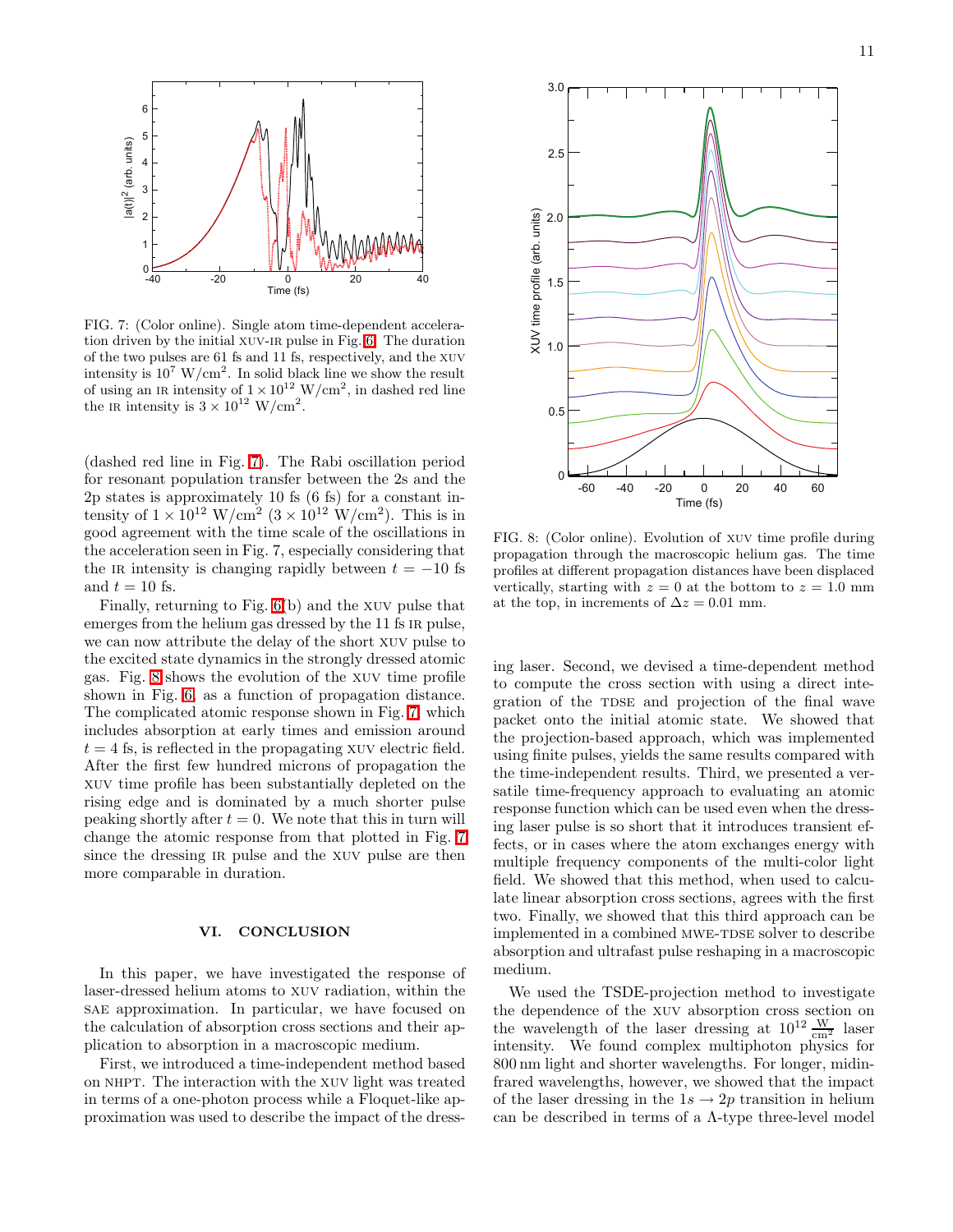FIG. 7: (Color online). Single atom time-dependent acceleration driven by the initial XUV-IR pulse in Fig. 6. The duration of the two pulses are 61 fs and 11 fs, respectively, and the XUV intensity is $10^7$ W/cm$^2$. In solid black line we show the result of using an IR intensity of $1 \times 10^{12}$ W/cm$^2$, in dashed red line the IR intensity is $3 \times 10^{12}$ W/cm$^2$.

(dashed red line in Fig. 7). The Rabi oscillation period for resonant population transfer between the 2s and the 2p states is approximately 10 fs (6 fs) for a constant intensity of $1 \times 10^{12}$ W/cm$^2$ ($3 \times 10^{12}$ W/cm$^2$). This is in good agreement with the time scale of the oscillations in the acceleration seen in Fig. 7, especially considering that the IR intensity is changing rapidly between $t = -10$ fs and $t = 10$ fs.

Finally, returning to Fig. 6(b) and the XUV pulse that emerges from the helium gas dressed by the 11 fs IR pulse, we can now attribute the delay of the short XUV pulse to the excited state dynamics in the strongly dressed atomic gas. Fig. 8 shows the evolution of the XUV time profile shown in Fig. 6, as a function of propagation distance. The complicated atomic response shown in Fig. 7, which includes absorption at early times and emission around $t = 4$ fs, is reflected in the propagating XUV electric field. After the first few hundred microns of propagation the XUV time profile has been substantially depleted on the rising edge and is dominated by a much shorter pulse peaking shortly after $t = 0$. We note that this in turn will change the atomic response from that plotted in Fig. 7 since the dressing IR pulse and the XUV pulse are then more comparable in duration.

FIG. 8: (Color online). Evolution of XUV time profile during propagation through the macroscopic helium gas. The time profiles at different propagation distances have been displaced vertically, starting with $z = 0$ at the bottom to $z = 1.0$ mm at the top, in increments of $\Delta z = 0.01$ mm.

## VI. CONCLUSION

In this paper, we have investigated the response of laser-dressed helium atoms to XUV radiation, within the SAE approximation. In particular, we have focused on the calculation of absorption cross sections and their application to absorption in a macroscopic medium.

First, we introduced a time-independent method based on NHPT. The interaction with the XUV light was treated in terms of a one-photon process while a Floquet-like approximation was used to describe the impact of the dressing laser. Second, we devised a time-dependent method to compute the cross section with using a direct integration of the TDSE and projection of the final wave packet onto the initial atomic state. We showed that the projection-based approach, which was implemented using finite pulses, yields the same results compared with the time-independent results. Third, we presented a versatile time-frequency approach to evaluating an atomic response function which can be used even when the dressing laser pulse is so short that it introduces transient effects, or in cases where the atom exchanges energy with multiple frequency components of the multi-color light field. We showed that this method, when used to calculate linear absorption cross sections, agrees with the first two. Finally, we showed that this third approach can be implemented in a combined MWE-TDSE solver to describe absorption and ultrafast pulse reshaping in a macroscopic medium.

We used the TSDE-projection method to investigate the dependence of the XUV absorption cross section on the wavelength of the laser dressing at $10^{12}\ \frac{\mathrm{W}}{\mathrm{cm}^2}$ laser intensity. We found complex multiphoton physics for 800 nm light and shorter wavelengths. For longer, midinfrared wavelengths, however, we showed that the impact of the laser dressing in the $1s \rightarrow 2p$ transition in helium can be described in terms of a $\Lambda$-type three-level model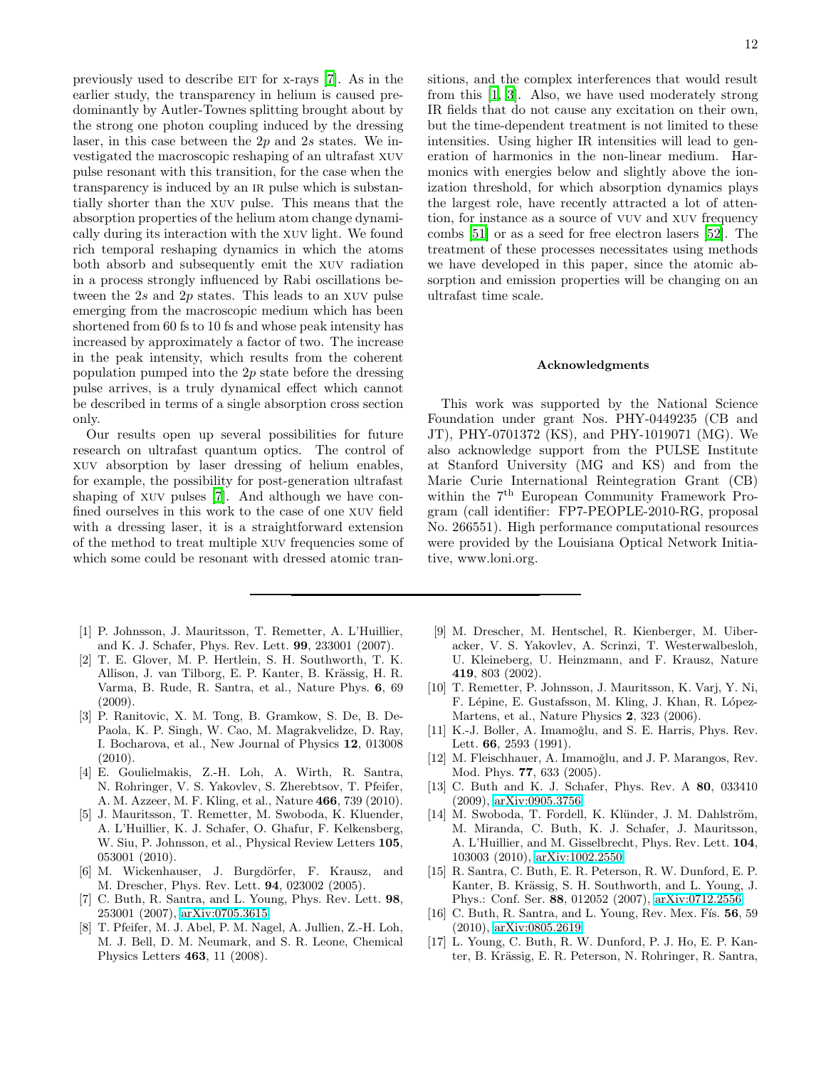previously used to describe EIT for x-rays [7]. As in the earlier study, the transparency in helium is caused predominantly by Autler-Townes splitting brought about by the strong one photon coupling induced by the dressing laser, in this case between the $2p$ and $2s$ states. We investigated the macroscopic reshaping of an ultrafast XUV pulse resonant with this transition, for the case when the transparency is induced by an IR pulse which is substantially shorter than the XUV pulse. This means that the absorption properties of the helium atom change dynamically during its interaction with the XUV light. We found rich temporal reshaping dynamics in which the atoms both absorb and subsequently emit the XUV radiation in a process strongly influenced by Rabi oscillations between the $2s$ and $2p$ states. This leads to an XUV pulse emerging from the macroscopic medium which has been shortened from 60 fs to 10 fs and whose peak intensity has increased by approximately a factor of two. The increase in the peak intensity, which results from the coherent population pumped into the $2p$ state before the dressing pulse arrives, is a truly dynamical effect which cannot be described in terms of a single absorption cross section only.

Our results open up several possibilities for future research on ultrafast quantum optics. The control of XUV absorption by laser dressing of helium enables, for example, the possibility for post-generation ultrafast shaping of XUV pulses [7]. And although we have confined ourselves in this work to the case of one XUV field with a dressing laser, it is a straightforward extension of the method to treat multiple XUV frequencies some of which some could be resonant with dressed atomic transitions, and the complex interferences that would result from this [1, 3]. Also, we have used moderately strong IR fields that do not cause any excitation on their own, but the time-dependent treatment is not limited to these intensities. Using higher IR intensities will lead to generation of harmonics in the non-linear medium. Harmonics with energies below and slightly above the ionization threshold, for which absorption dynamics plays the largest role, have recently attracted a lot of attention, for instance as a source of VUV and XUV frequency combs [51] or as a seed for free electron lasers [52]. The treatment of these processes necessitates using methods we have developed in this paper, since the atomic absorption and emission properties will be changing on an ultrafast time scale.

## Acknowledgments

This work was supported by the National Science Foundation under grant Nos. PHY-0449235 (CB and JT), PHY-0701372 (KS), and PHY-1019071 (MG). We also acknowledge support from the PULSE Institute at Stanford University (MG and KS) and from the Marie Curie International Reintegration Grant (CB) within the 7$^{\text{th}}$ European Community Framework Program (call identifier: FP7-PEOPLE-2010-RG, proposal No. 266551). High performance computational resources were provided by the Louisiana Optical Network Initiative, www.loni.org.

---

[1] P. Johnsson, J. Mauritsson, T. Remetter, A. L'Huillier, and K. J. Schafer, Phys. Rev. Lett. **99**, 233001 (2007).

[2] T. E. Glover, M. P. Hertlein, S. H. Southworth, T. K. Allison, J. van Tilborg, E. P. Kanter, B. Krässig, H. R. Varma, B. Rude, R. Santra, et al., Nature Phys. **6**, 69 (2009).

[3] P. Ranitovic, X. M. Tong, B. Gramkow, S. De, B. DePaola, K. P. Singh, W. Cao, M. Magrakvelidze, D. Ray, I. Bocharova, et al., New Journal of Physics **12**, 013008 (2010).

[4] E. Goulielmakis, Z.-H. Loh, A. Wirth, R. Santra, N. Rohringer, V. S. Yakovlev, S. Zherebtsov, T. Pfeifer, A. M. Azzeer, M. F. Kling, et al., Nature **466**, 739 (2010).

[5] J. Mauritsson, T. Remetter, M. Swoboda, K. Kluender, A. L'Huillier, K. J. Schafer, O. Ghafur, F. Kelkensberg, W. Siu, P. Johnsson, et al., Physical Review Letters **105**, 053001 (2010).

[6] M. Wickenhauser, J. Burgdörfer, F. Krausz, and M. Drescher, Phys. Rev. Lett. **94**, 023002 (2005).

[7] C. Buth, R. Santra, and L. Young, Phys. Rev. Lett. **98**, 253001 (2007), arXiv:0705.3615.

[8] T. Pfeifer, M. J. Abel, P. M. Nagel, A. Jullien, Z.-H. Loh, M. J. Bell, D. M. Neumark, and S. R. Leone, Chemical Physics Letters **463**, 11 (2008).

[9] M. Drescher, M. Hentschel, R. Kienberger, M. Uiberacker, V. S. Yakovlev, A. Scrinzi, T. Westerwalbesloh, U. Kleineberg, U. Heinzmann, and F. Krausz, Nature **419**, 803 (2002).

[10] T. Remetter, P. Johnsson, J. Mauritsson, K. Varj, Y. Ni, F. Lépine, E. Gustafsson, M. Kling, J. Khan, R. López-Martens, et al., Nature Physics **2**, 323 (2006).

[11] K.-J. Boller, A. Imamoğlu, and S. E. Harris, Phys. Rev. Lett. **66**, 2593 (1991).

[12] M. Fleischhauer, A. Imamoğlu, and J. P. Marangos, Rev. Mod. Phys. **77**, 633 (2005).

[13] C. Buth and K. J. Schafer, Phys. Rev. A **80**, 033410 (2009), arXiv:0905.3756.

[14] M. Swoboda, T. Fordell, K. Klünder, J. M. Dahlström, M. Miranda, C. Buth, K. J. Schafer, J. Mauritsson, A. L'Huillier, and M. Gisselbrecht, Phys. Rev. Lett. **104**, 103003 (2010), arXiv:1002.2550.

[15] R. Santra, C. Buth, E. R. Peterson, R. W. Dunford, E. P. Kanter, B. Krässig, S. H. Southworth, and L. Young, J. Phys.: Conf. Ser. **88**, 012052 (2007), arXiv:0712.2556.

[16] C. Buth, R. Santra, and L. Young, Rev. Mex. Fís. **56**, 59 (2010), arXiv:0805.2619.

[17] L. Young, C. Buth, R. W. Dunford, P. J. Ho, E. P. Kanter, B. Krässig, E. R. Peterson, N. Rohringer, R. Santra,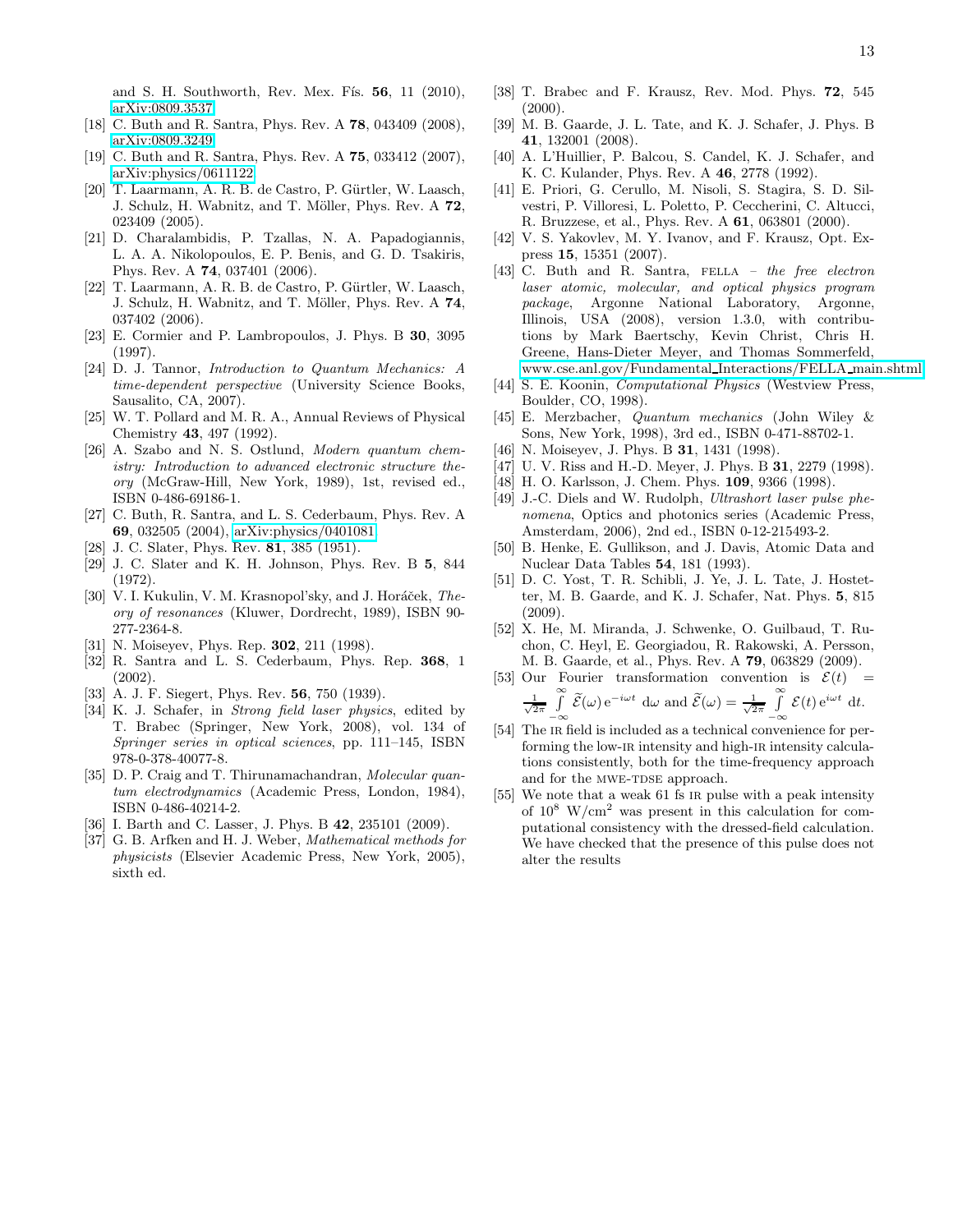and S. H. Southworth, Rev. Mex. Fís. **56**, 11 (2010), arXiv:0809.3537

[18] C. Buth and R. Santra, Phys. Rev. A **78**, 043409 (2008), arXiv:0809.3249

[19] C. Buth and R. Santra, Phys. Rev. A **75**, 033412 (2007), arXiv:physics/0611122

[20] T. Laarmann, A. R. B. de Castro, P. Gürtler, W. Laasch, J. Schulz, H. Wabnitz, and T. Möller, Phys. Rev. A **72**, 023409 (2005).

[21] D. Charalambidis, P. Tzallas, N. A. Papadogiannis, L. A. A. Nikolopoulos, E. P. Benis, and G. D. Tsakiris, Phys. Rev. A **74**, 037401 (2006).

[22] T. Laarmann, A. R. B. de Castro, P. Gürtler, W. Laasch, J. Schulz, H. Wabnitz, and T. Möller, Phys. Rev. A **74**, 037402 (2006).

[23] E. Cormier and P. Lambropoulos, J. Phys. B **30**, 3095 (1997).

[24] D. J. Tannor, *Introduction to Quantum Mechanics: A time-dependent perspective* (University Science Books, Sausalito, CA, 2007).

[25] W. T. Pollard and M. R. A., Annual Reviews of Physical Chemistry **43**, 497 (1992).

[26] A. Szabo and N. S. Ostlund, *Modern quantum chemistry: Introduction to advanced electronic structure theory* (McGraw-Hill, New York, 1989), 1st, revised ed., ISBN 0-486-69186-1.

[27] C. Buth, R. Santra, and L. S. Cederbaum, Phys. Rev. A **69**, 032505 (2004), arXiv:physics/0401081

[28] J. C. Slater, Phys. Rev. **81**, 385 (1951).

[29] J. C. Slater and K. H. Johnson, Phys. Rev. B **5**, 844 (1972).

[30] V. I. Kukulin, V. M. Krasnopol'sky, and J. Horáček, *Theory of resonances* (Kluwer, Dordrecht, 1989), ISBN 90-277-2364-8.

[31] N. Moiseyev, Phys. Rep. **302**, 211 (1998).

[32] R. Santra and L. S. Cederbaum, Phys. Rep. **368**, 1 (2002).

[33] A. J. F. Siegert, Phys. Rev. **56**, 750 (1939).

[34] K. J. Schafer, in *Strong field laser physics*, edited by T. Brabec (Springer, New York, 2008), vol. 134 of *Springer series in optical sciences*, pp. 111–145, ISBN 978-0-378-40077-8.

[35] D. P. Craig and T. Thirunamachandran, *Molecular quantum electrodynamics* (Academic Press, London, 1984), ISBN 0-486-40214-2.

[36] I. Barth and C. Lasser, J. Phys. B **42**, 235101 (2009).

[37] G. B. Arfken and H. J. Weber, *Mathematical methods for physicists* (Elsevier Academic Press, New York, 2005), sixth ed.

[38] T. Brabec and F. Krausz, Rev. Mod. Phys. **72**, 545 (2000).

[39] M. B. Gaarde, J. L. Tate, and K. J. Schafer, J. Phys. B **41**, 132001 (2008).

[40] A. L'Huillier, P. Balcou, S. Candel, K. J. Schafer, and K. C. Kulander, Phys. Rev. A **46**, 2778 (1992).

[41] E. Priori, G. Cerullo, M. Nisoli, S. Stagira, S. D. Silvestri, P. Villoresi, L. Poletto, P. Ceccherini, C. Altucci, R. Bruzzese, et al., Phys. Rev. A **61**, 063801 (2000).

[42] V. S. Yakovlev, M. Y. Ivanov, and F. Krausz, Opt. Express **15**, 15351 (2007).

[43] C. Buth and R. Santra, FELLA – *the free electron laser atomic, molecular, and optical physics program package*, Argonne National Laboratory, Argonne, Illinois, USA (2008), version 1.3.0, with contributions by Mark Baertschy, Kevin Christ, Chris H. Greene, Hans-Dieter Meyer, and Thomas Sommerfeld, www.cse.anl.gov/Fundamental_Interactions/FELLA_main.shtml

[44] S. E. Koonin, *Computational Physics* (Westview Press, Boulder, CO, 1998).

[45] E. Merzbacher, *Quantum mechanics* (John Wiley & Sons, New York, 1998), 3rd ed., ISBN 0-471-88702-1.

[46] N. Moiseyev, J. Phys. B **31**, 1431 (1998).

[47] U. V. Riss and H.-D. Meyer, J. Phys. B **31**, 2279 (1998).

[48] H. O. Karlsson, J. Chem. Phys. **109**, 9366 (1998).

[49] J.-C. Diels and W. Rudolph, *Ultrashort laser pulse phenomena*, Optics and photonics series (Academic Press, Amsterdam, 2006), 2nd ed., ISBN 0-12-215493-2.

[50] B. Henke, E. Gullikson, and J. Davis, Atomic Data and Nuclear Data Tables **54**, 181 (1993).

[51] D. C. Yost, T. R. Schibli, J. Ye, J. L. Tate, J. Hostetter, M. B. Gaarde, and K. J. Schafer, Nat. Phys. **5**, 815 (2009).

[52] X. He, M. Miranda, J. Schwenke, O. Guilbaud, T. Ruchon, C. Heyl, E. Georgiadou, R. Rakowski, A. Persson, M. B. Gaarde, et al., Phys. Rev. A **79**, 063829 (2009).

[53] Our Fourier transformation convention is $\mathcal{E}(t) = \frac{1}{\sqrt{2\pi}} \int\limits_{-\infty}^{\infty} \tilde{\mathcal{E}}(\omega)\, \mathrm{e}^{-i\omega t}\, \mathrm{d}\omega$ and $\tilde{\mathcal{E}}(\omega) = \frac{1}{\sqrt{2\pi}} \int\limits_{-\infty}^{\infty} \mathcal{E}(t)\, \mathrm{e}^{i\omega t}\, \mathrm{d}t$.

[54] The IR field is included as a technical convenience for performing the low-IR intensity and high-IR intensity calculations consistently, both for the time-frequency approach and for the MWE-TDSE approach.

[55] We note that a weak 61 fs IR pulse with a peak intensity of $10^8$ W/cm$^2$ was present in this calculation for computational consistency with the dressed-field calculation. We have checked that the presence of this pulse does not alter the results